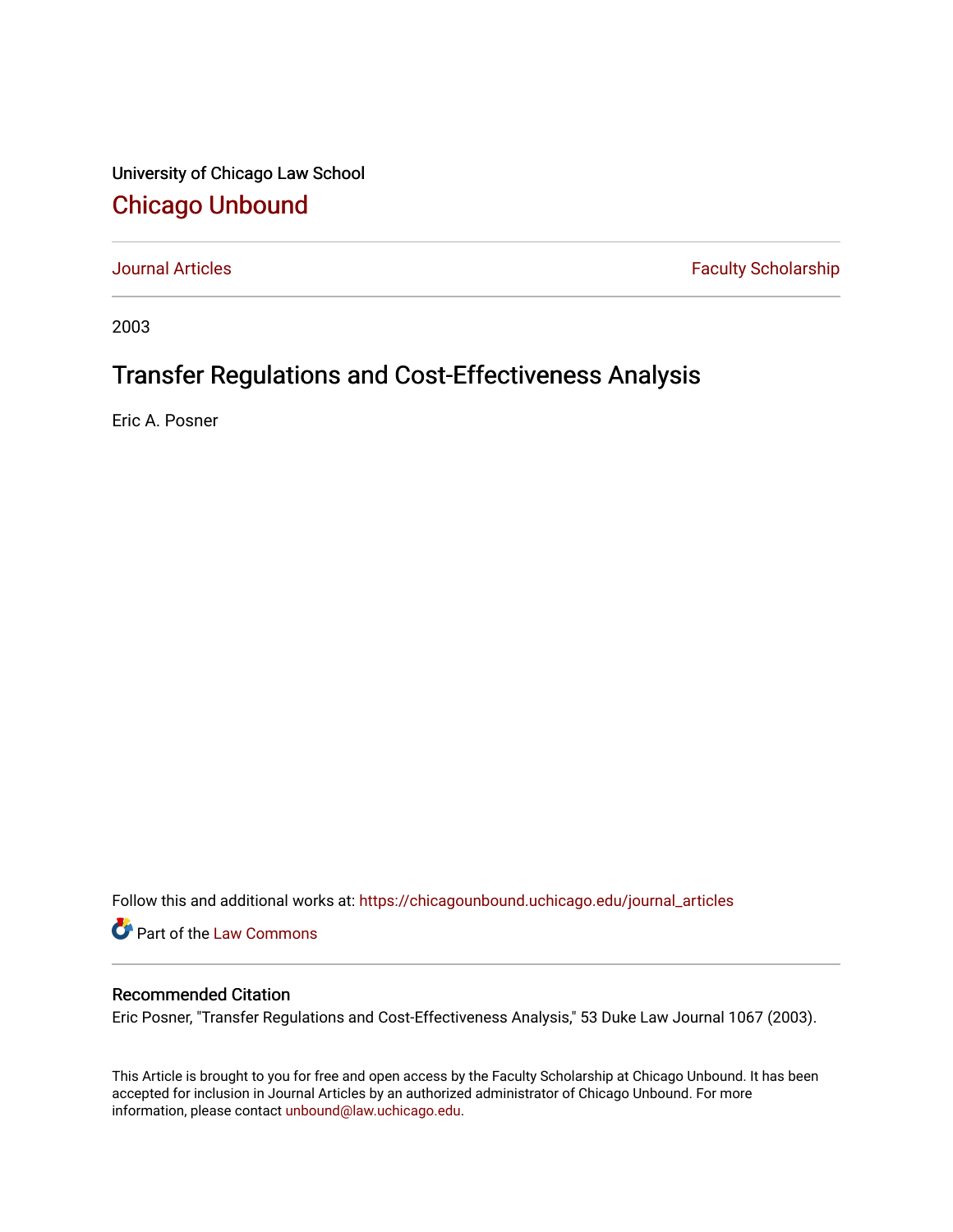University of Chicago Law School

## Chicago Unbound

Journal Articles | Faculty Scholarship

2003

# Transfer Regulations and Cost-Effectiveness Analysis

Eric A. Posner

Follow this and additional works at: https://chicagounbound.uchicago.edu/journal_articles

Part of the Law Commons

### Recommended Citation

Eric Posner, "Transfer Regulations and Cost-Effectiveness Analysis," 53 Duke Law Journal 1067 (2003).

This Article is brought to you for free and open access by the Faculty Scholarship at Chicago Unbound. It has been accepted for inclusion in Journal Articles by an authorized administrator of Chicago Unbound. For more information, please contact unbound@law.uchicago.edu.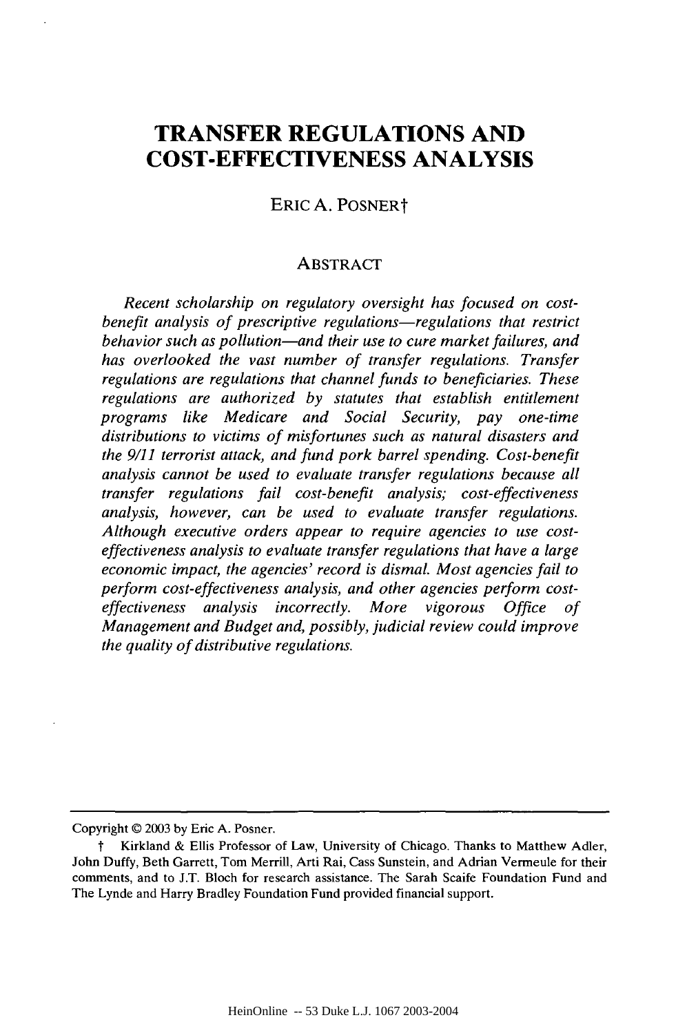# TRANSFER REGULATIONS AND COST-EFFECTIVENESS ANALYSIS

ERIC A. POSNER†

## ABSTRACT

*Recent scholarship on regulatory oversight has focused on cost-benefit analysis of prescriptive regulations—regulations that restrict behavior such as pollution—and their use to cure market failures, and has overlooked the vast number of transfer regulations. Transfer regulations are regulations that channel funds to beneficiaries. These regulations are authorized by statutes that establish entitlement programs like Medicare and Social Security, pay one-time distributions to victims of misfortunes such as natural disasters and the 9/11 terrorist attack, and fund pork barrel spending. Cost-benefit analysis cannot be used to evaluate transfer regulations because all transfer regulations fail cost-benefit analysis; cost-effectiveness analysis, however, can be used to evaluate transfer regulations. Although executive orders appear to require agencies to use cost-effectiveness analysis to evaluate transfer regulations that have a large economic impact, the agencies' record is dismal. Most agencies fail to perform cost-effectiveness analysis, and other agencies perform cost-effectiveness analysis incorrectly. More vigorous Office of Management and Budget and, possibly, judicial review could improve the quality of distributive regulations.*

---

Copyright © 2003 by Eric A. Posner.

† Kirkland & Ellis Professor of Law, University of Chicago. Thanks to Matthew Adler, John Duffy, Beth Garrett, Tom Merrill, Arti Rai, Cass Sunstein, and Adrian Vermeule for their comments, and to J.T. Bloch for research assistance. The Sarah Scaife Foundation Fund and The Lynde and Harry Bradley Foundation Fund provided financial support.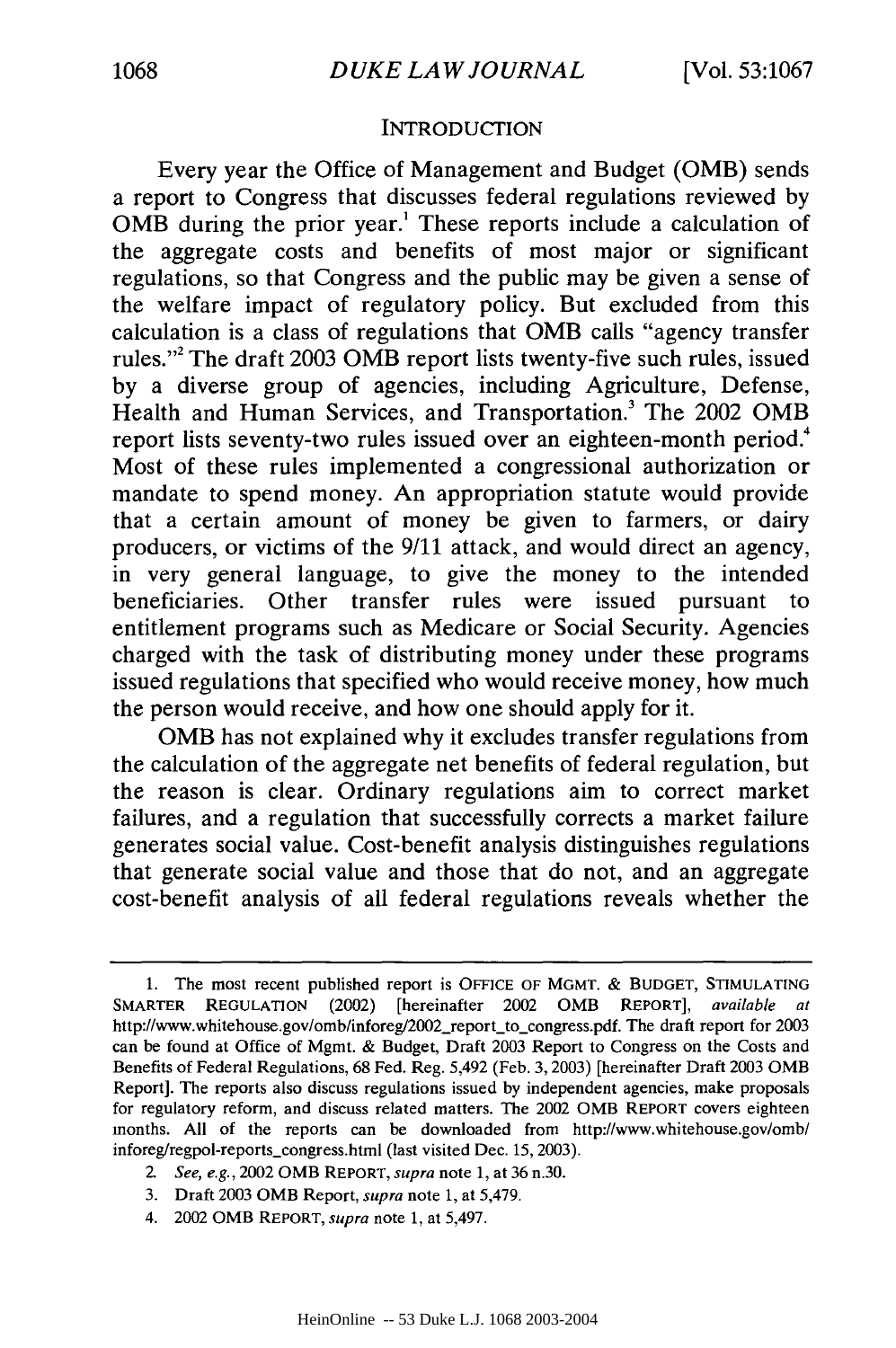## INTRODUCTION

Every year the Office of Management and Budget (OMB) sends a report to Congress that discusses federal regulations reviewed by OMB during the prior year.[1] These reports include a calculation of the aggregate costs and benefits of most major or significant regulations, so that Congress and the public may be given a sense of the welfare impact of regulatory policy. But excluded from this calculation is a class of regulations that OMB calls "agency transfer rules."[2] The draft 2003 OMB report lists twenty-five such rules, issued by a diverse group of agencies, including Agriculture, Defense, Health and Human Services, and Transportation.[3] The 2002 OMB report lists seventy-two rules issued over an eighteen-month period.[4] Most of these rules implemented a congressional authorization or mandate to spend money. An appropriation statute would provide that a certain amount of money be given to farmers, or dairy producers, or victims of the 9/11 attack, and would direct an agency, in very general language, to give the money to the intended beneficiaries. Other transfer rules were issued pursuant to entitlement programs such as Medicare or Social Security. Agencies charged with the task of distributing money under these programs issued regulations that specified who would receive money, how much the person would receive, and how one should apply for it.

OMB has not explained why it excludes transfer regulations from the calculation of the aggregate net benefits of federal regulation, but the reason is clear. Ordinary regulations aim to correct market failures, and a regulation that successfully corrects a market failure generates social value. Cost-benefit analysis distinguishes regulations that generate social value and those that do not, and an aggregate cost-benefit analysis of all federal regulations reveals whether the

---

1. The most recent published report is OFFICE OF MGMT. & BUDGET, STIMULATING SMARTER REGULATION (2002) [hereinafter 2002 OMB REPORT], *available at* http://www.whitehouse.gov/omb/inforeg/2002_report_to_congress.pdf. The draft report for 2003 can be found at Office of Mgmt. & Budget, Draft 2003 Report to Congress on the Costs and Benefits of Federal Regulations, 68 Fed. Reg. 5,492 (Feb. 3, 2003) [hereinafter Draft 2003 OMB Report]. The reports also discuss regulations issued by independent agencies, make proposals for regulatory reform, and discuss related matters. The 2002 OMB REPORT covers eighteen months. All of the reports can be downloaded from http://www.whitehouse.gov/omb/inforeg/regpol-reports_congress.html (last visited Dec. 15, 2003).

2. *See, e.g.*, 2002 OMB REPORT, *supra* note 1, at 36 n.30.

3. Draft 2003 OMB Report, *supra* note 1, at 5,479.

4. 2002 OMB REPORT, *supra* note 1, at 5,497.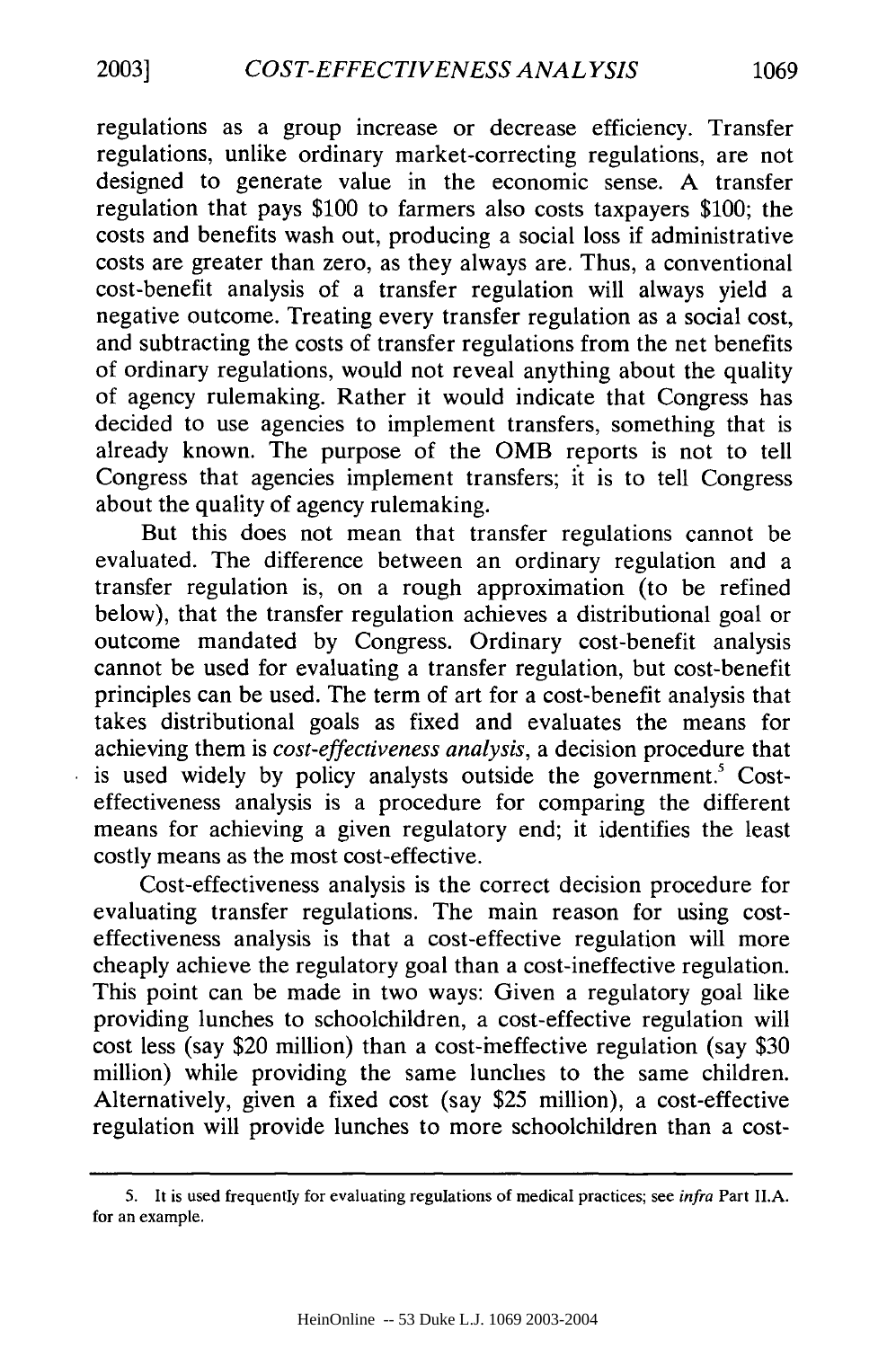regulations as a group increase or decrease efficiency. Transfer regulations, unlike ordinary market-correcting regulations, are not designed to generate value in the economic sense. A transfer regulation that pays $100 to farmers also costs taxpayers $100; the costs and benefits wash out, producing a social loss if administrative costs are greater than zero, as they always are. Thus, a conventional cost-benefit analysis of a transfer regulation will always yield a negative outcome. Treating every transfer regulation as a social cost, and subtracting the costs of transfer regulations from the net benefits of ordinary regulations, would not reveal anything about the quality of agency rulemaking. Rather it would indicate that Congress has decided to use agencies to implement transfers, something that is already known. The purpose of the OMB reports is not to tell Congress that agencies implement transfers; it is to tell Congress about the quality of agency rulemaking.

But this does not mean that transfer regulations cannot be evaluated. The difference between an ordinary regulation and a transfer regulation is, on a rough approximation (to be refined below), that the transfer regulation achieves a distributional goal or outcome mandated by Congress. Ordinary cost-benefit analysis cannot be used for evaluating a transfer regulation, but cost-benefit principles can be used. The term of art for a cost-benefit analysis that takes distributional goals as fixed and evaluates the means for achieving them is *cost-effectiveness analysis*, a decision procedure that is used widely by policy analysts outside the government.[5] Cost-effectiveness analysis is a procedure for comparing the different means for achieving a given regulatory end; it identifies the least costly means as the most cost-effective.

Cost-effectiveness analysis is the correct decision procedure for evaluating transfer regulations. The main reason for using cost-effectiveness analysis is that a cost-effective regulation will more cheaply achieve the regulatory goal than a cost-ineffective regulation. This point can be made in two ways: Given a regulatory goal like providing lunches to schoolchildren, a cost-effective regulation will cost less (say $20 million) than a cost-ineffective regulation (say $30 million) while providing the same lunches to the same children. Alternatively, given a fixed cost (say $25 million), a cost-effective regulation will provide lunches to more schoolchildren than a cost-

5. It is used frequently for evaluating regulations of medical practices; see *infra* Part II.A. for an example.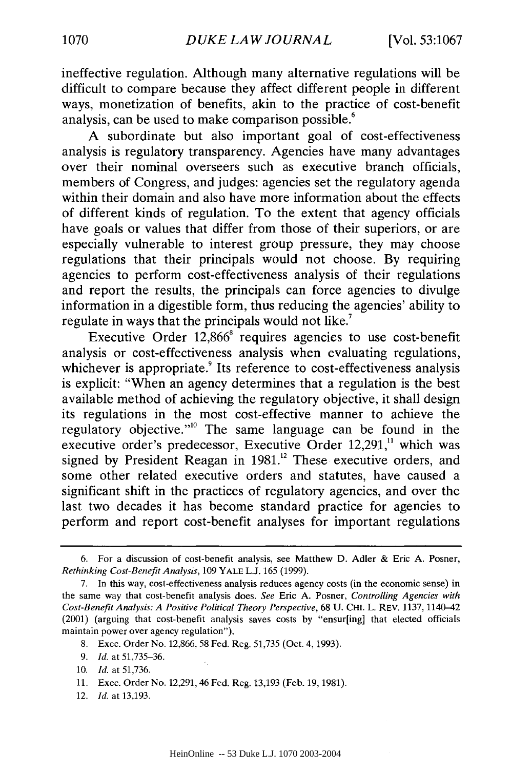ineffective regulation. Although many alternative regulations will be difficult to compare because they affect different people in different ways, monetization of benefits, akin to the practice of cost-benefit analysis, can be used to make comparison possible.[6]

A subordinate but also important goal of cost-effectiveness analysis is regulatory transparency. Agencies have many advantages over their nominal overseers such as executive branch officials, members of Congress, and judges: agencies set the regulatory agenda within their domain and also have more information about the effects of different kinds of regulation. To the extent that agency officials have goals or values that differ from those of their superiors, or are especially vulnerable to interest group pressure, they may choose regulations that their principals would not choose. By requiring agencies to perform cost-effectiveness analysis of their regulations and report the results, the principals can force agencies to divulge information in a digestible form, thus reducing the agencies' ability to regulate in ways that the principals would not like.[7]

Executive Order 12,866[8] requires agencies to use cost-benefit analysis or cost-effectiveness analysis when evaluating regulations, whichever is appropriate.[9] Its reference to cost-effectiveness analysis is explicit: "When an agency determines that a regulation is the best available method of achieving the regulatory objective, it shall design its regulations in the most cost-effective manner to achieve the regulatory objective."[10] The same language can be found in the executive order's predecessor, Executive Order 12,291,[11] which was signed by President Reagan in 1981.[12] These executive orders, and some other related executive orders and statutes, have caused a significant shift in the practices of regulatory agencies, and over the last two decades it has become standard practice for agencies to perform and report cost-benefit analyses for important regulations

---

6. For a discussion of cost-benefit analysis, see Matthew D. Adler & Eric A. Posner, *Rethinking Cost-Benefit Analysis*, 109 YALE L.J. 165 (1999).

7. In this way, cost-effectiveness analysis reduces agency costs (in the economic sense) in the same way that cost-benefit analysis does. *See* Eric A. Posner, *Controlling Agencies with Cost-Benefit Analysis: A Positive Political Theory Perspective*, 68 U. CHI. L. REV. 1137, 1140–42 (2001) (arguing that cost-benefit analysis saves costs by "ensur[ing] that elected officials maintain power over agency regulation").

8. Exec. Order No. 12,866, 58 Fed. Reg. 51,735 (Oct. 4, 1993).

9. *Id.* at 51,735–36.

10. *Id.* at 51,736.

11. Exec. Order No. 12,291, 46 Fed. Reg. 13,193 (Feb. 19, 1981).

12. *Id.* at 13,193.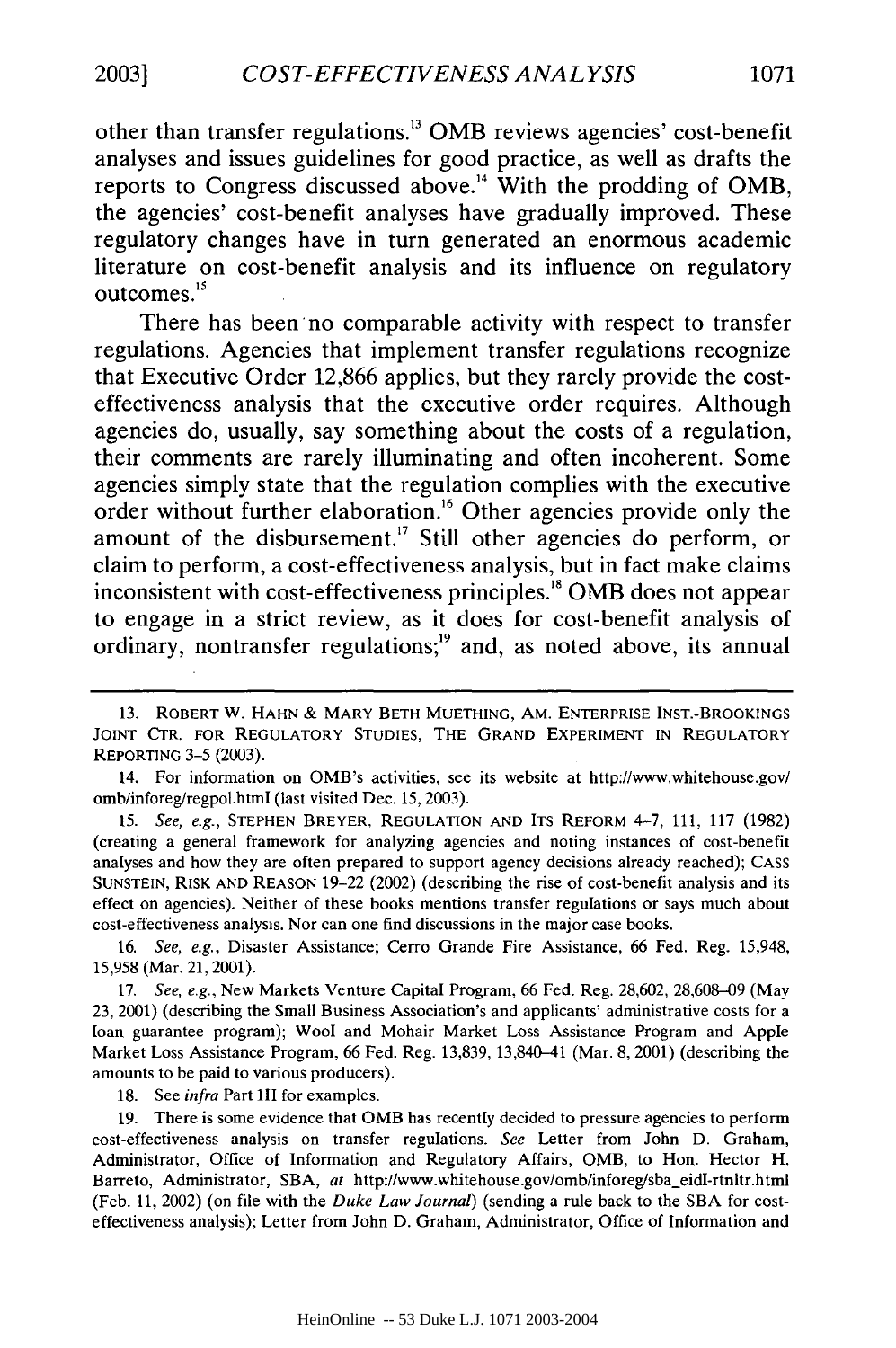other than transfer regulations.[13] OMB reviews agencies' cost-benefit analyses and issues guidelines for good practice, as well as drafts the reports to Congress discussed above.[14] With the prodding of OMB, the agencies' cost-benefit analyses have gradually improved. These regulatory changes have in turn generated an enormous academic literature on cost-benefit analysis and its influence on regulatory outcomes.[15]

There has been no comparable activity with respect to transfer regulations. Agencies that implement transfer regulations recognize that Executive Order 12,866 applies, but they rarely provide the cost-effectiveness analysis that the executive order requires. Although agencies do, usually, say something about the costs of a regulation, their comments are rarely illuminating and often incoherent. Some agencies simply state that the regulation complies with the executive order without further elaboration.[16] Other agencies provide only the amount of the disbursement.[17] Still other agencies do perform, or claim to perform, a cost-effectiveness analysis, but in fact make claims inconsistent with cost-effectiveness principles.[18] OMB does not appear to engage in a strict review, as it does for cost-benefit analysis of ordinary, nontransfer regulations;[19] and, as noted above, its annual

---

13. ROBERT W. HAHN & MARY BETH MUETHING, AM. ENTERPRISE INST.-BROOKINGS JOINT CTR. FOR REGULATORY STUDIES, THE GRAND EXPERIMENT IN REGULATORY REPORTING 3–5 (2003).

14. For information on OMB's activities, see its website at http://www.whitehouse.gov/omb/inforeg/regpol.html (last visited Dec. 15, 2003).

15. *See, e.g.*, STEPHEN BREYER, REGULATION AND ITS REFORM 4–7, 111, 117 (1982) (creating a general framework for analyzing agencies and noting instances of cost-benefit analyses and how they are often prepared to support agency decisions already reached); CASS SUNSTEIN, RISK AND REASON 19–22 (2002) (describing the rise of cost-benefit analysis and its effect on agencies). Neither of these books mentions transfer regulations or says much about cost-effectiveness analysis. Nor can one find discussions in the major case books.

16. *See, e.g.*, Disaster Assistance; Cerro Grande Fire Assistance, 66 Fed. Reg. 15,948, 15,958 (Mar. 21, 2001).

17. *See, e.g.*, New Markets Venture Capital Program, 66 Fed. Reg. 28,602, 28,608–09 (May 23, 2001) (describing the Small Business Association's and applicants' administrative costs for a loan guarantee program); Wool and Mohair Market Loss Assistance Program and Apple Market Loss Assistance Program, 66 Fed. Reg. 13,839, 13,840–41 (Mar. 8, 2001) (describing the amounts to be paid to various producers).

18. See *infra* Part III for examples.

19. There is some evidence that OMB has recently decided to pressure agencies to perform cost-effectiveness analysis on transfer regulations. *See* Letter from John D. Graham, Administrator, Office of Information and Regulatory Affairs, OMB, to Hon. Hector H. Barreto, Administrator, SBA, *at* http://www.whitehouse.gov/omb/inforeg/sba_eidl-rtnltr.html (Feb. 11, 2002) (on file with the *Duke Law Journal*) (sending a rule back to the SBA for cost-effectiveness analysis); Letter from John D. Graham, Administrator, Office of Information and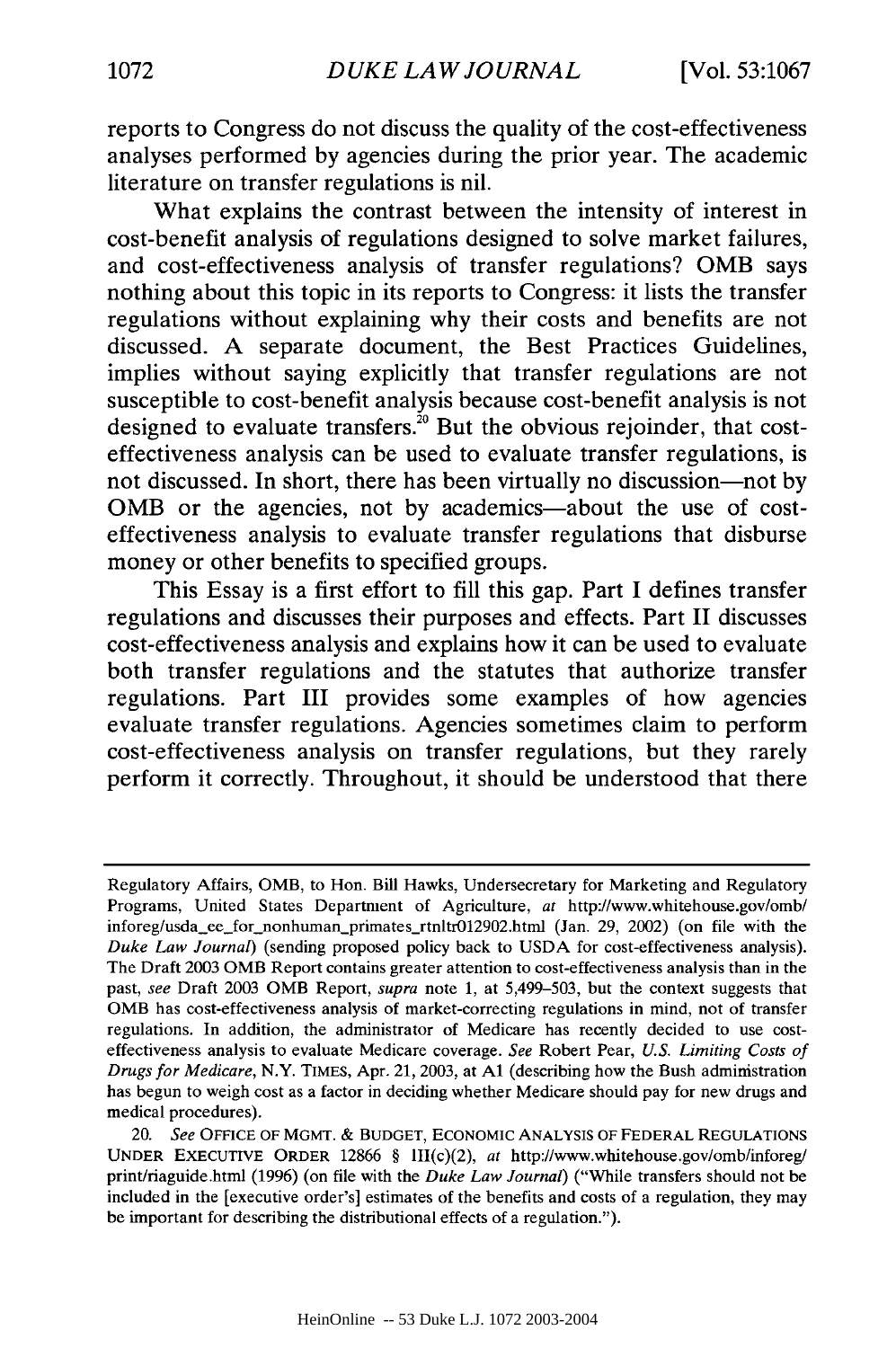reports to Congress do not discuss the quality of the cost-effectiveness analyses performed by agencies during the prior year. The academic literature on transfer regulations is nil.

What explains the contrast between the intensity of interest in cost-benefit analysis of regulations designed to solve market failures, and cost-effectiveness analysis of transfer regulations? OMB says nothing about this topic in its reports to Congress: it lists the transfer regulations without explaining why their costs and benefits are not discussed. A separate document, the Best Practices Guidelines, implies without saying explicitly that transfer regulations are not susceptible to cost-benefit analysis because cost-benefit analysis is not designed to evaluate transfers.[20] But the obvious rejoinder, that cost-effectiveness analysis can be used to evaluate transfer regulations, is not discussed. In short, there has been virtually no discussion—not by OMB or the agencies, not by academics—about the use of cost-effectiveness analysis to evaluate transfer regulations that disburse money or other benefits to specified groups.

This Essay is a first effort to fill this gap. Part I defines transfer regulations and discusses their purposes and effects. Part II discusses cost-effectiveness analysis and explains how it can be used to evaluate both transfer regulations and the statutes that authorize transfer regulations. Part III provides some examples of how agencies evaluate transfer regulations. Agencies sometimes claim to perform cost-effectiveness analysis on transfer regulations, but they rarely perform it correctly. Throughout, it should be understood that there

---

Regulatory Affairs, OMB, to Hon. Bill Hawks, Undersecretary for Marketing and Regulatory Programs, United States Department of Agriculture, *at* http://www.whitehouse.gov/omb/inforeg/usda_ce_for_nonhuman_primates_rtnltr012902.html (Jan. 29, 2002) (on file with the *Duke Law Journal*) (sending proposed policy back to USDA for cost-effectiveness analysis). The Draft 2003 OMB Report contains greater attention to cost-effectiveness analysis than in the past, *see* Draft 2003 OMB Report, *supra* note 1, at 5,499–503, but the context suggests that OMB has cost-effectiveness analysis of market-correcting regulations in mind, not of transfer regulations. In addition, the administrator of Medicare has recently decided to use cost-effectiveness analysis to evaluate Medicare coverage. *See* Robert Pear, *U.S. Limiting Costs of Drugs for Medicare*, N.Y. TIMES, Apr. 21, 2003, at A1 (describing how the Bush administration has begun to weigh cost as a factor in deciding whether Medicare should pay for new drugs and medical procedures).

20. *See* OFFICE OF MGMT. & BUDGET, ECONOMIC ANALYSIS OF FEDERAL REGULATIONS UNDER EXECUTIVE ORDER 12866 § III(c)(2), *at* http://www.whitehouse.gov/omb/inforeg/print/riaguide.html (1996) (on file with the *Duke Law Journal*) ("While transfers should not be included in the [executive order's] estimates of the benefits and costs of a regulation, they may be important for describing the distributional effects of a regulation.").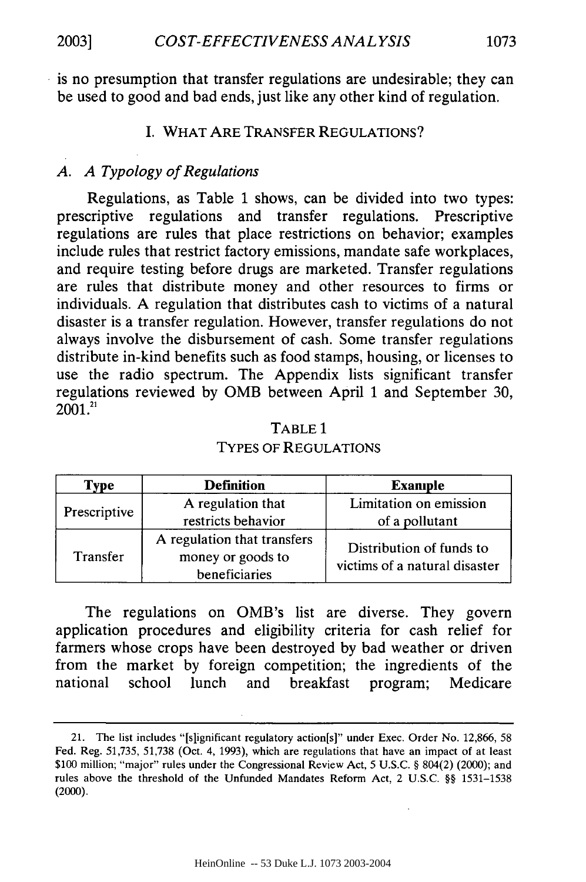is no presumption that transfer regulations are undesirable; they can be used to good and bad ends, just like any other kind of regulation.

## I. WHAT ARE TRANSFER REGULATIONS?

### *A. A Typology of Regulations*

Regulations, as Table 1 shows, can be divided into two types: prescriptive regulations and transfer regulations. Prescriptive regulations are rules that place restrictions on behavior; examples include rules that restrict factory emissions, mandate safe workplaces, and require testing before drugs are marketed. Transfer regulations are rules that distribute money and other resources to firms or individuals. A regulation that distributes cash to victims of a natural disaster is a transfer regulation. However, transfer regulations do not always involve the disbursement of cash. Some transfer regulations distribute in-kind benefits such as food stamps, housing, or licenses to use the radio spectrum. The Appendix lists significant transfer regulations reviewed by OMB between April 1 and September 30, 2001.[21]

TABLE 1
TYPES OF REGULATIONS

| Type | Definition | Example |
|---|---|---|
| Prescriptive | A regulation that restricts behavior | Limitation on emission of a pollutant |
| Transfer | A regulation that transfers money or goods to beneficiaries | Distribution of funds to victims of a natural disaster |

The regulations on OMB's list are diverse. They govern application procedures and eligibility criteria for cash relief for farmers whose crops have been destroyed by bad weather or driven from the market by foreign competition; the ingredients of the national school lunch and breakfast program; Medicare

21. The list includes "[s]ignificant regulatory action[s]" under Exec. Order No. 12,866, 58 Fed. Reg. 51,735, 51,738 (Oct. 4, 1993), which are regulations that have an impact of at least $100 million; "major" rules under the Congressional Review Act, 5 U.S.C. § 804(2) (2000); and rules above the threshold of the Unfunded Mandates Reform Act, 2 U.S.C. §§ 1531–1538 (2000).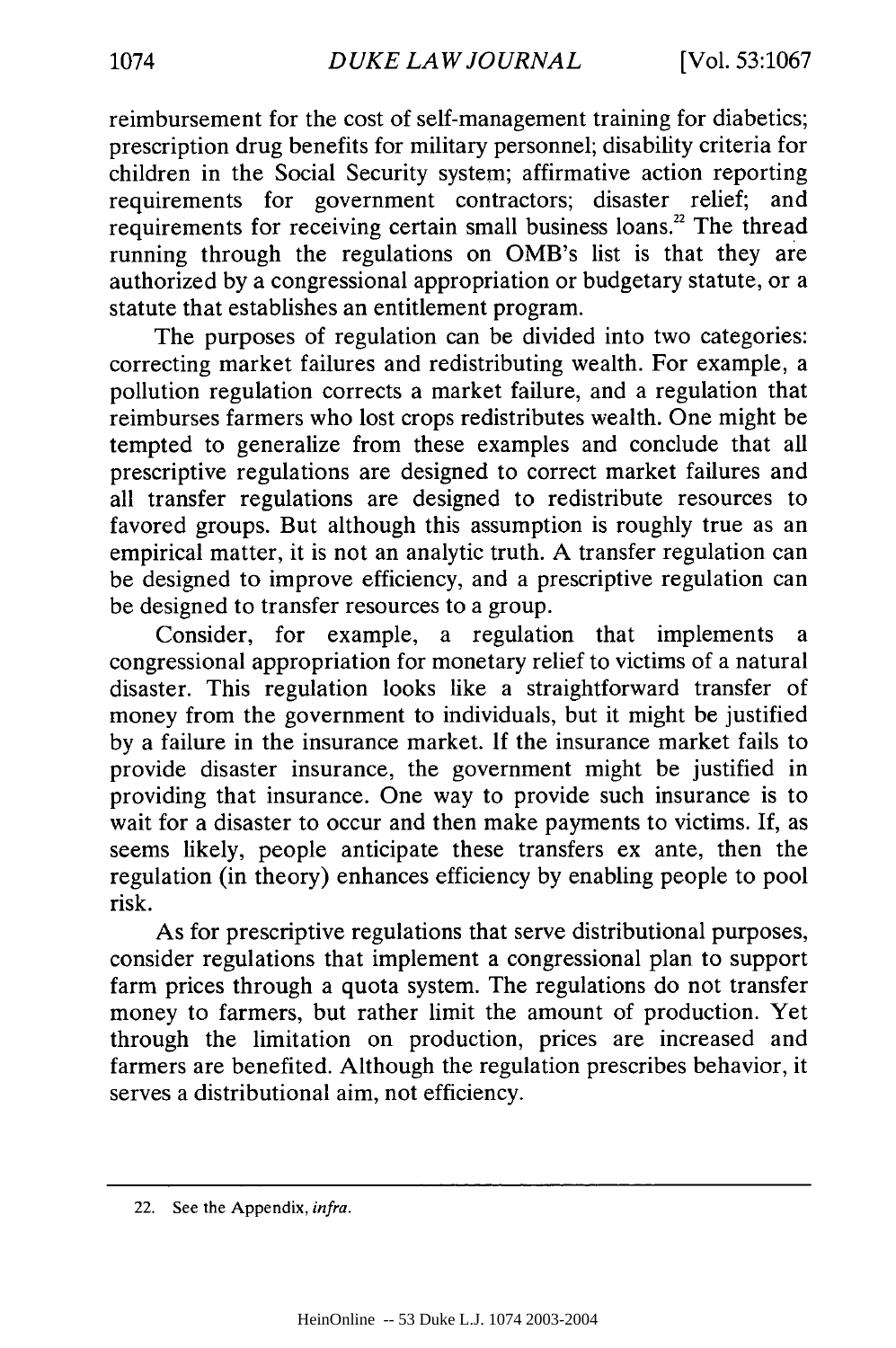reimbursement for the cost of self-management training for diabetics; prescription drug benefits for military personnel; disability criteria for children in the Social Security system; affirmative action reporting requirements for government contractors; disaster relief; and requirements for receiving certain small business loans.[22] The thread running through the regulations on OMB's list is that they are authorized by a congressional appropriation or budgetary statute, or a statute that establishes an entitlement program.

The purposes of regulation can be divided into two categories: correcting market failures and redistributing wealth. For example, a pollution regulation corrects a market failure, and a regulation that reimburses farmers who lost crops redistributes wealth. One might be tempted to generalize from these examples and conclude that all prescriptive regulations are designed to correct market failures and all transfer regulations are designed to redistribute resources to favored groups. But although this assumption is roughly true as an empirical matter, it is not an analytic truth. A transfer regulation can be designed to improve efficiency, and a prescriptive regulation can be designed to transfer resources to a group.

Consider, for example, a regulation that implements a congressional appropriation for monetary relief to victims of a natural disaster. This regulation looks like a straightforward transfer of money from the government to individuals, but it might be justified by a failure in the insurance market. If the insurance market fails to provide disaster insurance, the government might be justified in providing that insurance. One way to provide such insurance is to wait for a disaster to occur and then make payments to victims. If, as seems likely, people anticipate these transfers ex ante, then the regulation (in theory) enhances efficiency by enabling people to pool risk.

As for prescriptive regulations that serve distributional purposes, consider regulations that implement a congressional plan to support farm prices through a quota system. The regulations do not transfer money to farmers, but rather limit the amount of production. Yet through the limitation on production, prices are increased and farmers are benefited. Although the regulation prescribes behavior, it serves a distributional aim, not efficiency.

---

22. See the Appendix, *infra*.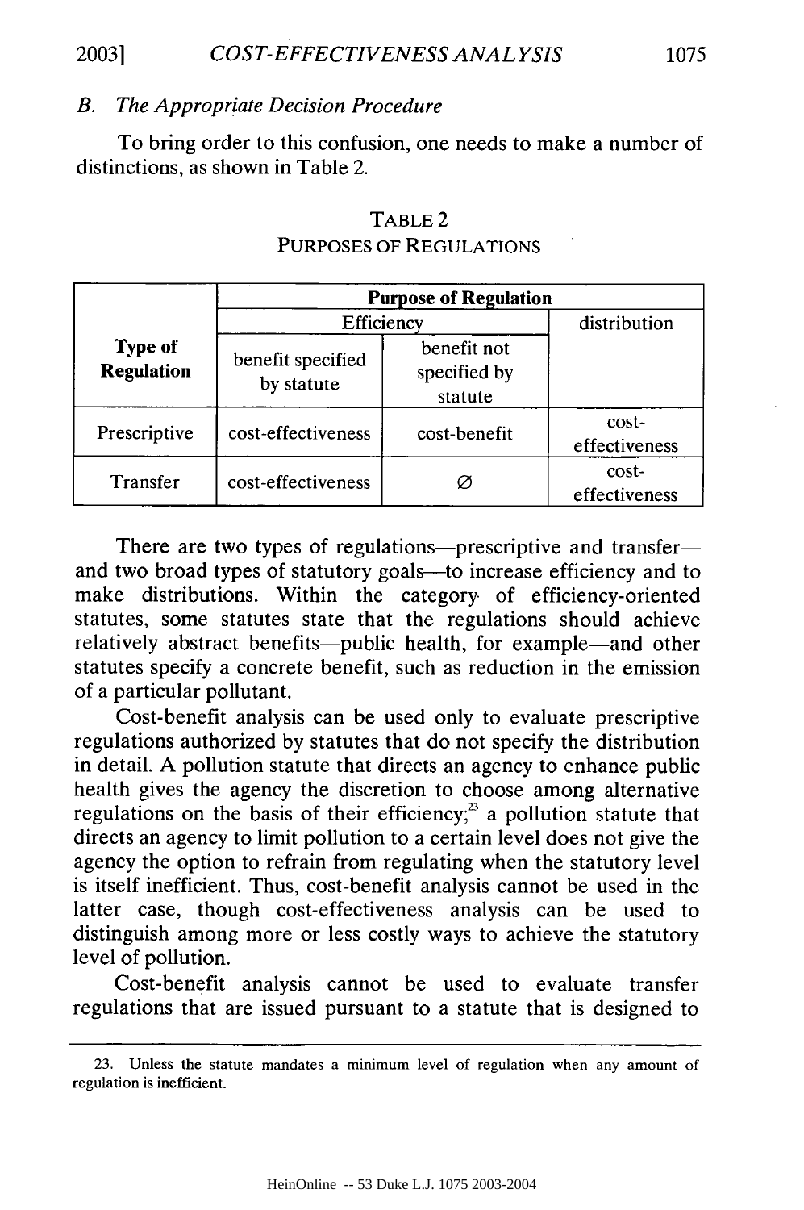### B. The Appropriate Decision Procedure

To bring order to this confusion, one needs to make a number of distinctions, as shown in Table 2.

TABLE 2
PURPOSES OF REGULATIONS

| Type of Regulation | Purpose of Regulation | | |
|---|---|---|---|
| | Efficiency | | distribution |
| | benefit specified by statute | benefit not specified by statute | |
| Prescriptive | cost-effectiveness | cost-benefit | cost-effectiveness |
| Transfer | cost-effectiveness | ∅ | cost-effectiveness |

There are two types of regulations—prescriptive and transfer—and two broad types of statutory goals—to increase efficiency and to make distributions. Within the category of efficiency-oriented statutes, some statutes state that the regulations should achieve relatively abstract benefits—public health, for example—and other statutes specify a concrete benefit, such as reduction in the emission of a particular pollutant.

Cost-benefit analysis can be used only to evaluate prescriptive regulations authorized by statutes that do not specify the distribution in detail. A pollution statute that directs an agency to enhance public health gives the agency the discretion to choose among alternative regulations on the basis of their efficiency;[23] a pollution statute that directs an agency to limit pollution to a certain level does not give the agency the option to refrain from regulating when the statutory level is itself inefficient. Thus, cost-benefit analysis cannot be used in the latter case, though cost-effectiveness analysis can be used to distinguish among more or less costly ways to achieve the statutory level of pollution.

Cost-benefit analysis cannot be used to evaluate transfer regulations that are issued pursuant to a statute that is designed to

---

23. Unless the statute mandates a minimum level of regulation when any amount of regulation is inefficient.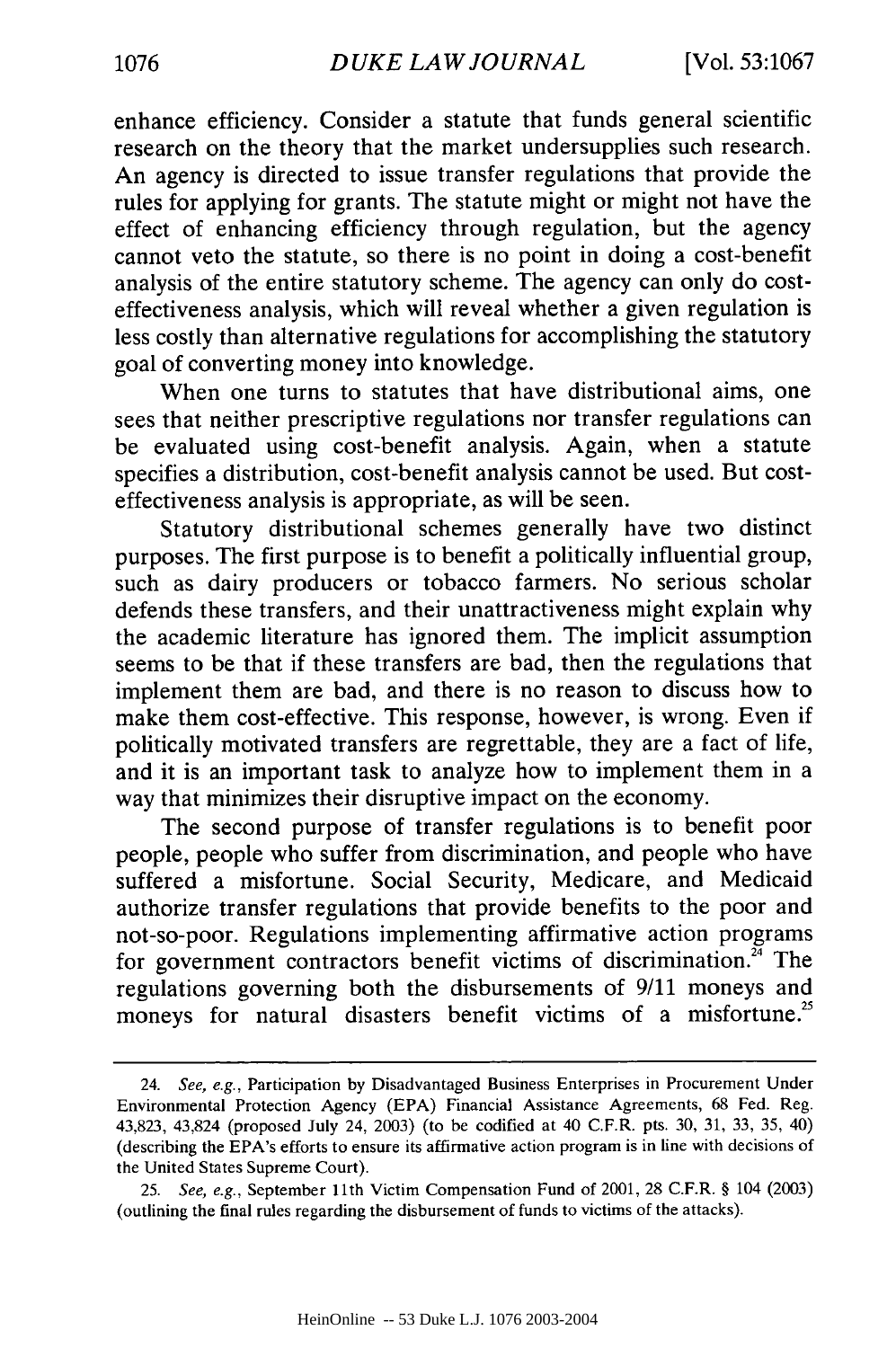enhance efficiency. Consider a statute that funds general scientific research on the theory that the market undersupplies such research. An agency is directed to issue transfer regulations that provide the rules for applying for grants. The statute might or might not have the effect of enhancing efficiency through regulation, but the agency cannot veto the statute, so there is no point in doing a cost-benefit analysis of the entire statutory scheme. The agency can only do cost-effectiveness analysis, which will reveal whether a given regulation is less costly than alternative regulations for accomplishing the statutory goal of converting money into knowledge.

When one turns to statutes that have distributional aims, one sees that neither prescriptive regulations nor transfer regulations can be evaluated using cost-benefit analysis. Again, when a statute specifies a distribution, cost-benefit analysis cannot be used. But cost-effectiveness analysis is appropriate, as will be seen.

Statutory distributional schemes generally have two distinct purposes. The first purpose is to benefit a politically influential group, such as dairy producers or tobacco farmers. No serious scholar defends these transfers, and their unattractiveness might explain why the academic literature has ignored them. The implicit assumption seems to be that if these transfers are bad, then the regulations that implement them are bad, and there is no reason to discuss how to make them cost-effective. This response, however, is wrong. Even if politically motivated transfers are regrettable, they are a fact of life, and it is an important task to analyze how to implement them in a way that minimizes their disruptive impact on the economy.

The second purpose of transfer regulations is to benefit poor people, people who suffer from discrimination, and people who have suffered a misfortune. Social Security, Medicare, and Medicaid authorize transfer regulations that provide benefits to the poor and not-so-poor. Regulations implementing affirmative action programs for government contractors benefit victims of discrimination.[24] The regulations governing both the disbursements of 9/11 moneys and moneys for natural disasters benefit victims of a misfortune.[25]

---

24. *See, e.g.*, Participation by Disadvantaged Business Enterprises in Procurement Under Environmental Protection Agency (EPA) Financial Assistance Agreements, 68 Fed. Reg. 43,823, 43,824 (proposed July 24, 2003) (to be codified at 40 C.F.R. pts. 30, 31, 33, 35, 40) (describing the EPA's efforts to ensure its affirmative action program is in line with decisions of the United States Supreme Court).

25. *See, e.g.*, September 11th Victim Compensation Fund of 2001, 28 C.F.R. § 104 (2003) (outlining the final rules regarding the disbursement of funds to victims of the attacks).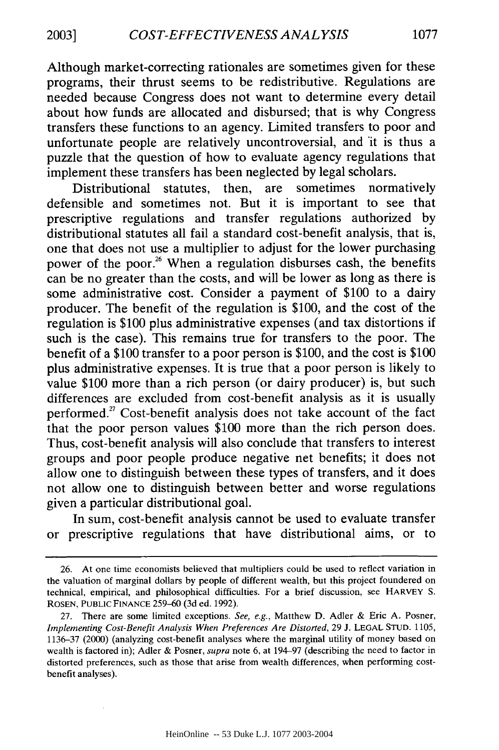Although market-correcting rationales are sometimes given for these programs, their thrust seems to be redistributive. Regulations are needed because Congress does not want to determine every detail about how funds are allocated and disbursed; that is why Congress transfers these functions to an agency. Limited transfers to poor and unfortunate people are relatively uncontroversial, and it is thus a puzzle that the question of how to evaluate agency regulations that implement these transfers has been neglected by legal scholars.

Distributional statutes, then, are sometimes normatively defensible and sometimes not. But it is important to see that prescriptive regulations and transfer regulations authorized by distributional statutes all fail a standard cost-benefit analysis, that is, one that does not use a multiplier to adjust for the lower purchasing power of the poor.[26] When a regulation disburses cash, the benefits can be no greater than the costs, and will be lower as long as there is some administrative cost. Consider a payment of $100 to a dairy producer. The benefit of the regulation is $100, and the cost of the regulation is $100 plus administrative expenses (and tax distortions if such is the case). This remains true for transfers to the poor. The benefit of a $100 transfer to a poor person is $100, and the cost is $100 plus administrative expenses. It is true that a poor person is likely to value $100 more than a rich person (or dairy producer) is, but such differences are excluded from cost-benefit analysis as it is usually performed.[27] Cost-benefit analysis does not take account of the fact that the poor person values $100 more than the rich person does. Thus, cost-benefit analysis will also conclude that transfers to interest groups and poor people produce negative net benefits; it does not allow one to distinguish between these types of transfers, and it does not allow one to distinguish between better and worse regulations given a particular distributional goal.

In sum, cost-benefit analysis cannot be used to evaluate transfer or prescriptive regulations that have distributional aims, or to

---

26. At one time economists believed that multipliers could be used to reflect variation in the valuation of marginal dollars by people of different wealth, but this project foundered on technical, empirical, and philosophical difficulties. For a brief discussion, see HARVEY S. ROSEN, PUBLIC FINANCE 259–60 (3d ed. 1992).

27. There are some limited exceptions. *See, e.g.*, Matthew D. Adler & Eric A. Posner, *Implementing Cost-Benefit Analysis When Preferences Are Distorted*, 29 J. LEGAL STUD. 1105, 1136–37 (2000) (analyzing cost-benefit analyses where the marginal utility of money based on wealth is factored in); Adler & Posner, *supra* note 6, at 194–97 (describing the need to factor in distorted preferences, such as those that arise from wealth differences, when performing cost-benefit analyses).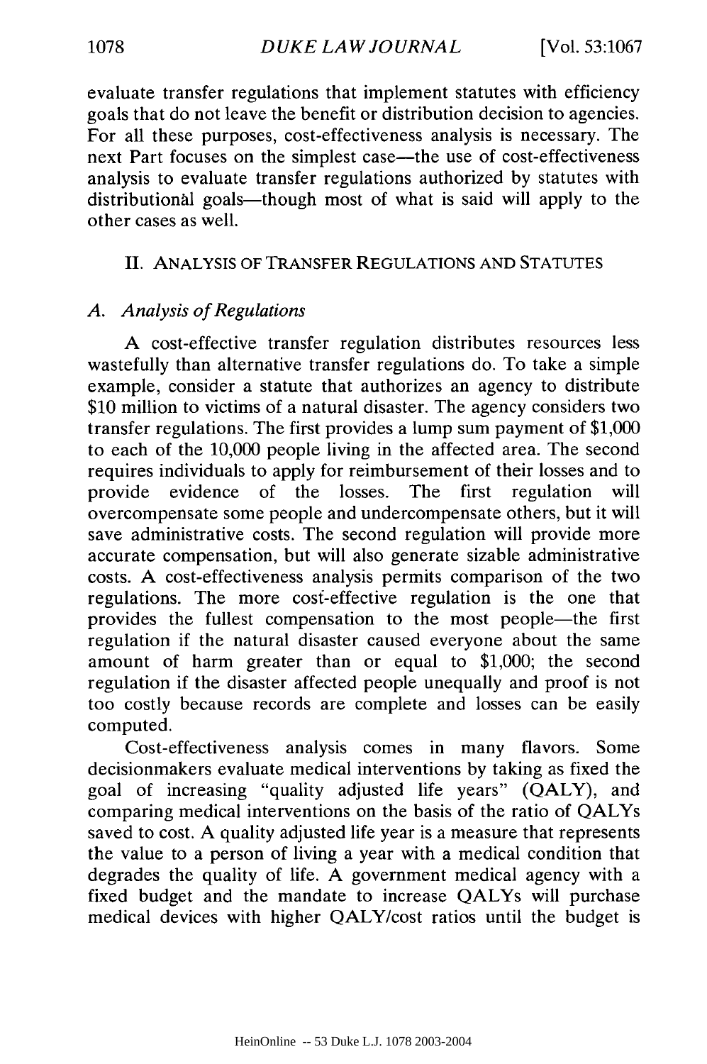evaluate transfer regulations that implement statutes with efficiency goals that do not leave the benefit or distribution decision to agencies. For all these purposes, cost-effectiveness analysis is necessary. The next Part focuses on the simplest case—the use of cost-effectiveness analysis to evaluate transfer regulations authorized by statutes with distributional goals—though most of what is said will apply to the other cases as well.

## II. ANALYSIS OF TRANSFER REGULATIONS AND STATUTES

### *A. Analysis of Regulations*

A cost-effective transfer regulation distributes resources less wastefully than alternative transfer regulations do. To take a simple example, consider a statute that authorizes an agency to distribute $10 million to victims of a natural disaster. The agency considers two transfer regulations. The first provides a lump sum payment of $1,000 to each of the 10,000 people living in the affected area. The second requires individuals to apply for reimbursement of their losses and to provide evidence of the losses. The first regulation will overcompensate some people and undercompensate others, but it will save administrative costs. The second regulation will provide more accurate compensation, but will also generate sizable administrative costs. A cost-effectiveness analysis permits comparison of the two regulations. The more cost-effective regulation is the one that provides the fullest compensation to the most people—the first regulation if the natural disaster caused everyone about the same amount of harm greater than or equal to $1,000; the second regulation if the disaster affected people unequally and proof is not too costly because records are complete and losses can be easily computed.

Cost-effectiveness analysis comes in many flavors. Some decisionmakers evaluate medical interventions by taking as fixed the goal of increasing "quality adjusted life years" (QALY), and comparing medical interventions on the basis of the ratio of QALYs saved to cost. A quality adjusted life year is a measure that represents the value to a person of living a year with a medical condition that degrades the quality of life. A government medical agency with a fixed budget and the mandate to increase QALYs will purchase medical devices with higher QALY/cost ratios until the budget is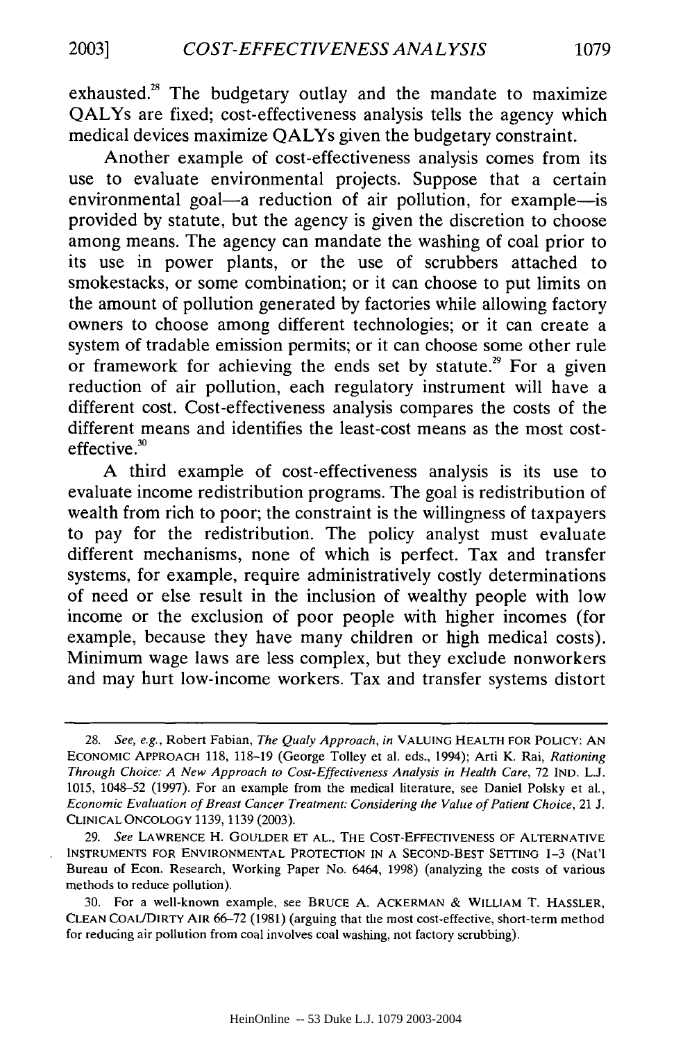exhausted.[28] The budgetary outlay and the mandate to maximize QALYs are fixed; cost-effectiveness analysis tells the agency which medical devices maximize QALYs given the budgetary constraint.

Another example of cost-effectiveness analysis comes from its use to evaluate environmental projects. Suppose that a certain environmental goal—a reduction of air pollution, for example—is provided by statute, but the agency is given the discretion to choose among means. The agency can mandate the washing of coal prior to its use in power plants, or the use of scrubbers attached to smokestacks, or some combination; or it can choose to put limits on the amount of pollution generated by factories while allowing factory owners to choose among different technologies; or it can create a system of tradable emission permits; or it can choose some other rule or framework for achieving the ends set by statute.[29] For a given reduction of air pollution, each regulatory instrument will have a different cost. Cost-effectiveness analysis compares the costs of the different means and identifies the least-cost means as the most cost-effective.[30]

A third example of cost-effectiveness analysis is its use to evaluate income redistribution programs. The goal is redistribution of wealth from rich to poor; the constraint is the willingness of taxpayers to pay for the redistribution. The policy analyst must evaluate different mechanisms, none of which is perfect. Tax and transfer systems, for example, require administratively costly determinations of need or else result in the inclusion of wealthy people with low income or the exclusion of poor people with higher incomes (for example, because they have many children or high medical costs). Minimum wage laws are less complex, but they exclude nonworkers and may hurt low-income workers. Tax and transfer systems distort

---

28. *See, e.g.*, Robert Fabian, *The Qualy Approach*, *in* VALUING HEALTH FOR POLICY: AN ECONOMIC APPROACH 118, 118–19 (George Tolley et al. eds., 1994); Arti K. Rai, *Rationing Through Choice: A New Approach to Cost-Effectiveness Analysis in Health Care*, 72 IND. L.J. 1015, 1048–52 (1997). For an example from the medical literature, see Daniel Polsky et al., *Economic Evaluation of Breast Cancer Treatment: Considering the Value of Patient Choice*, 21 J. CLINICAL ONCOLOGY 1139, 1139 (2003).

29. *See* LAWRENCE H. GOULDER ET AL., THE COST-EFFECTIVENESS OF ALTERNATIVE INSTRUMENTS FOR ENVIRONMENTAL PROTECTION IN A SECOND-BEST SETTING 1–3 (Nat'l Bureau of Econ. Research, Working Paper No. 6464, 1998) (analyzing the costs of various methods to reduce pollution).

30. For a well-known example, see BRUCE A. ACKERMAN & WILLIAM T. HASSLER, CLEAN COAL/DIRTY AIR 66–72 (1981) (arguing that the most cost-effective, short-term method for reducing air pollution from coal involves coal washing, not factory scrubbing).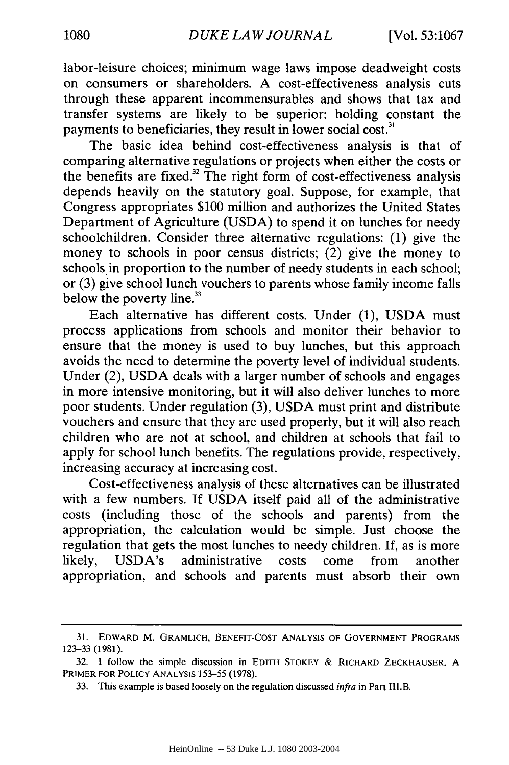labor-leisure choices; minimum wage laws impose deadweight costs on consumers or shareholders. A cost-effectiveness analysis cuts through these apparent incommensurables and shows that tax and transfer systems are likely to be superior: holding constant the payments to beneficiaries, they result in lower social cost.[31]

The basic idea behind cost-effectiveness analysis is that of comparing alternative regulations or projects when either the costs or the benefits are fixed.[32] The right form of cost-effectiveness analysis depends heavily on the statutory goal. Suppose, for example, that Congress appropriates $100 million and authorizes the United States Department of Agriculture (USDA) to spend it on lunches for needy schoolchildren. Consider three alternative regulations: (1) give the money to schools in poor census districts; (2) give the money to schools in proportion to the number of needy students in each school; or (3) give school lunch vouchers to parents whose family income falls below the poverty line.[33]

Each alternative has different costs. Under (1), USDA must process applications from schools and monitor their behavior to ensure that the money is used to buy lunches, but this approach avoids the need to determine the poverty level of individual students. Under (2), USDA deals with a larger number of schools and engages in more intensive monitoring, but it will also deliver lunches to more poor students. Under regulation (3), USDA must print and distribute vouchers and ensure that they are used properly, but it will also reach children who are not at school, and children at schools that fail to apply for school lunch benefits. The regulations provide, respectively, increasing accuracy at increasing cost.

Cost-effectiveness analysis of these alternatives can be illustrated with a few numbers. If USDA itself paid all of the administrative costs (including those of the schools and parents) from the appropriation, the calculation would be simple. Just choose the regulation that gets the most lunches to needy children. If, as is more likely, USDA's administrative costs come from another appropriation, and schools and parents must absorb their own

---

31. EDWARD M. GRAMLICH, BENEFIT-COST ANALYSIS OF GOVERNMENT PROGRAMS 123–33 (1981).

32. I follow the simple discussion in EDITH STOKEY & RICHARD ZECKHAUSER, A PRIMER FOR POLICY ANALYSIS 153–55 (1978).

33. This example is based loosely on the regulation discussed *infra* in Part III.B.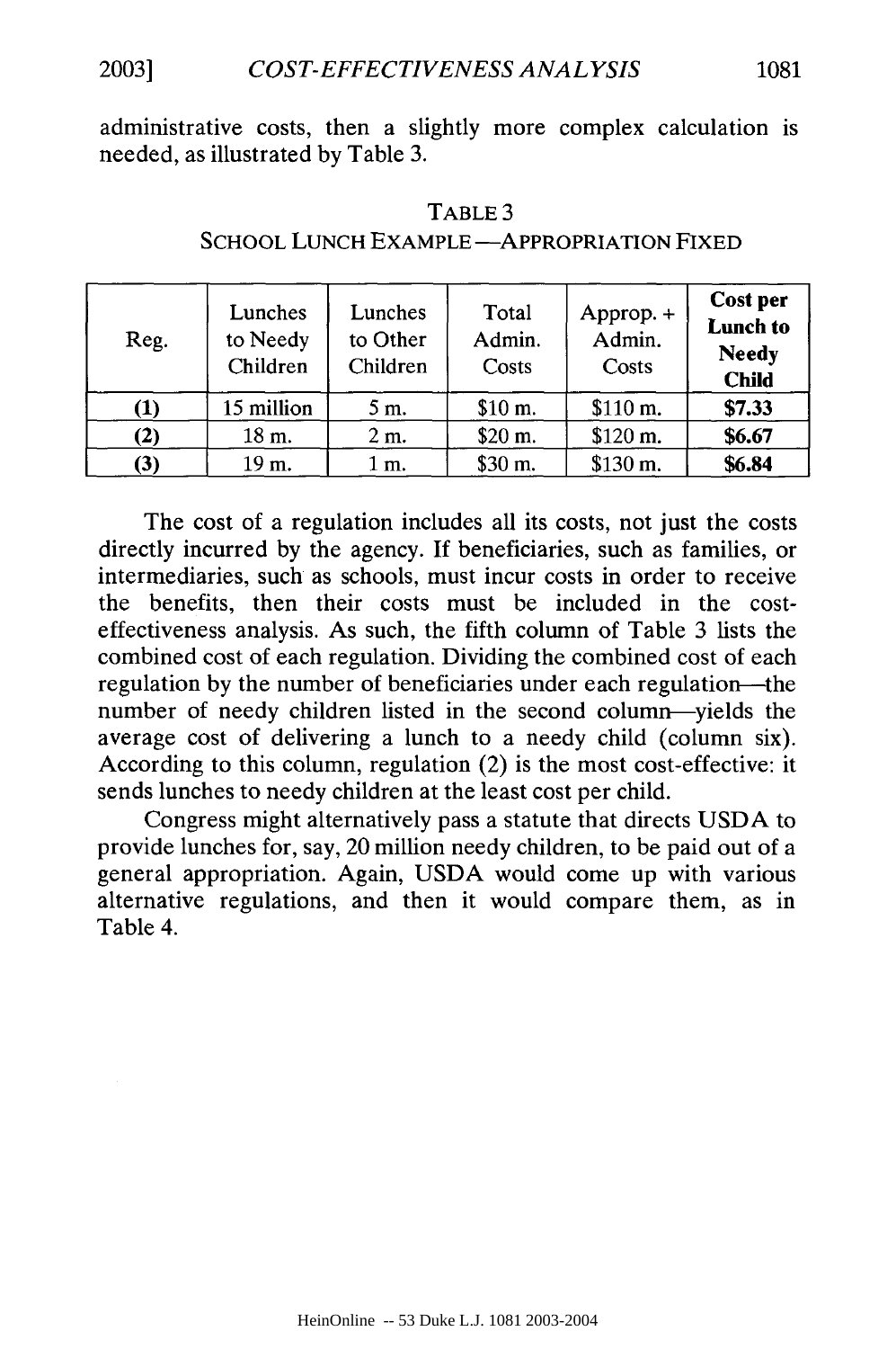administrative costs, then a slightly more complex calculation is needed, as illustrated by Table 3.

TABLE 3
SCHOOL LUNCH EXAMPLE—APPROPRIATION FIXED

| Reg. | Lunches to Needy Children | Lunches to Other Children | Total Admin. Costs | Approp. + Admin. Costs | **Cost per Lunch to Needy Child** |
|---|---|---|---|---|---|
| **(1)** | 15 million | 5 m. | $10 m. | $110 m. | **$7.33** |
| **(2)** | 18 m. | 2 m. | $20 m. | $120 m. | **$6.67** |
| **(3)** | 19 m. | 1 m. | $30 m. | $130 m. | **$6.84** |

The cost of a regulation includes all its costs, not just the costs directly incurred by the agency. If beneficiaries, such as families, or intermediaries, such as schools, must incur costs in order to receive the benefits, then their costs must be included in the cost-effectiveness analysis. As such, the fifth column of Table 3 lists the combined cost of each regulation. Dividing the combined cost of each regulation by the number of beneficiaries under each regulation—the number of needy children listed in the second column—yields the average cost of delivering a lunch to a needy child (column six). According to this column, regulation (2) is the most cost-effective: it sends lunches to needy children at the least cost per child.

Congress might alternatively pass a statute that directs USDA to provide lunches for, say, 20 million needy children, to be paid out of a general appropriation. Again, USDA would come up with various alternative regulations, and then it would compare them, as in Table 4.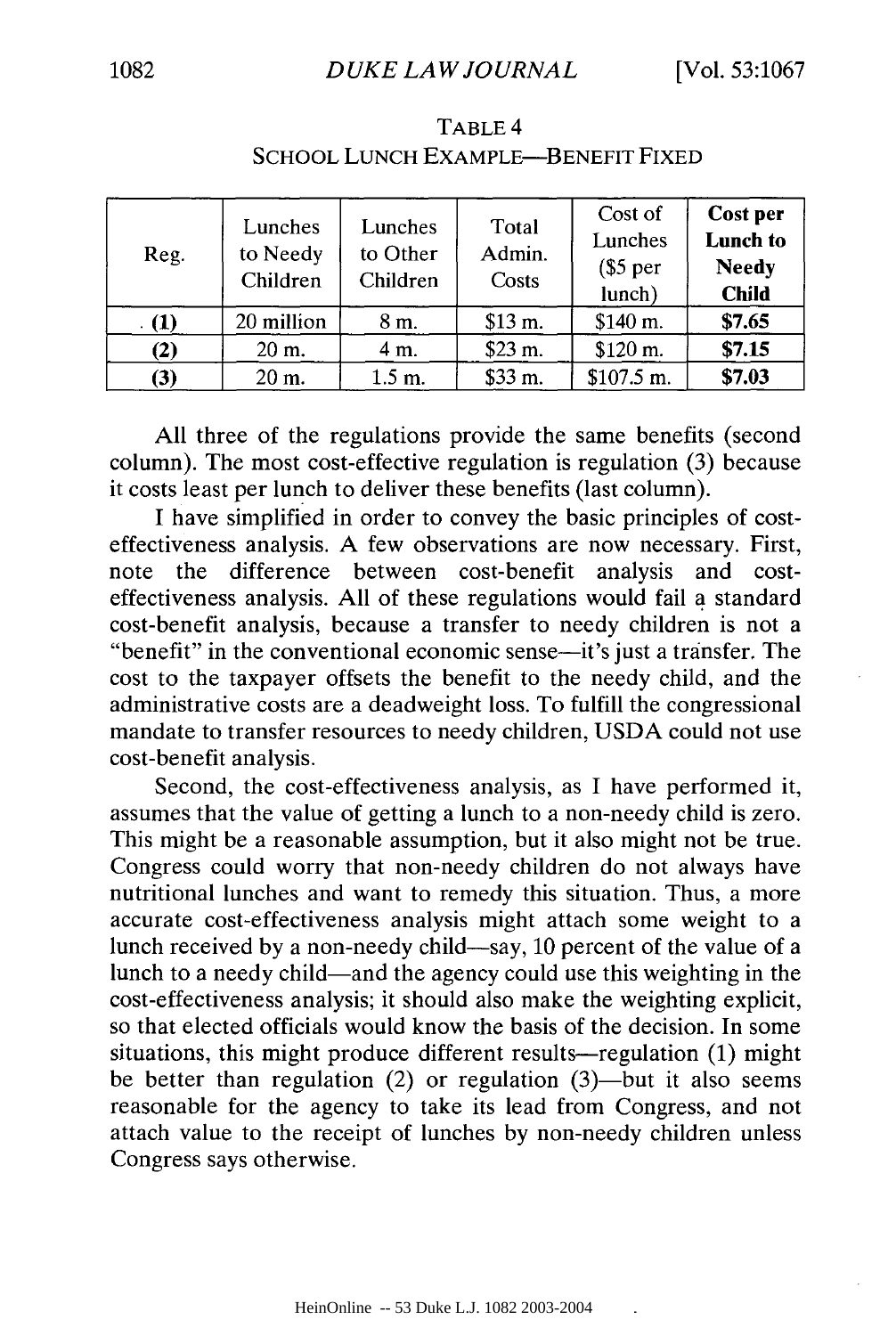TABLE 4
SCHOOL LUNCH EXAMPLE—BENEFIT FIXED

| Reg. | Lunches to Needy Children | Lunches to Other Children | Total Admin. Costs | Cost of Lunches ($5 per lunch) | **Cost per Lunch to Needy Child** |
|---|---|---|---|---|---|
| **(1)** | 20 million | 8 m. | $13 m. | $140 m. | **$7.65** |
| **(2)** | 20 m. | 4 m. | $23 m. | $120 m. | **$7.15** |
| **(3)** | 20 m. | 1.5 m. | $33 m. | $107.5 m. | **$7.03** |

All three of the regulations provide the same benefits (second column). The most cost-effective regulation is regulation (3) because it costs least per lunch to deliver these benefits (last column).

I have simplified in order to convey the basic principles of cost-effectiveness analysis. A few observations are now necessary. First, note the difference between cost-benefit analysis and cost-effectiveness analysis. All of these regulations would fail a standard cost-benefit analysis, because a transfer to needy children is not a "benefit" in the conventional economic sense—it's just a transfer. The cost to the taxpayer offsets the benefit to the needy child, and the administrative costs are a deadweight loss. To fulfill the congressional mandate to transfer resources to needy children, USDA could not use cost-benefit analysis.

Second, the cost-effectiveness analysis, as I have performed it, assumes that the value of getting a lunch to a non-needy child is zero. This might be a reasonable assumption, but it also might not be true. Congress could worry that non-needy children do not always have nutritional lunches and want to remedy this situation. Thus, a more accurate cost-effectiveness analysis might attach some weight to a lunch received by a non-needy child—say, 10 percent of the value of a lunch to a needy child—and the agency could use this weighting in the cost-effectiveness analysis; it should also make the weighting explicit, so that elected officials would know the basis of the decision. In some situations, this might produce different results—regulation (1) might be better than regulation (2) or regulation (3)—but it also seems reasonable for the agency to take its lead from Congress, and not attach value to the receipt of lunches by non-needy children unless Congress says otherwise.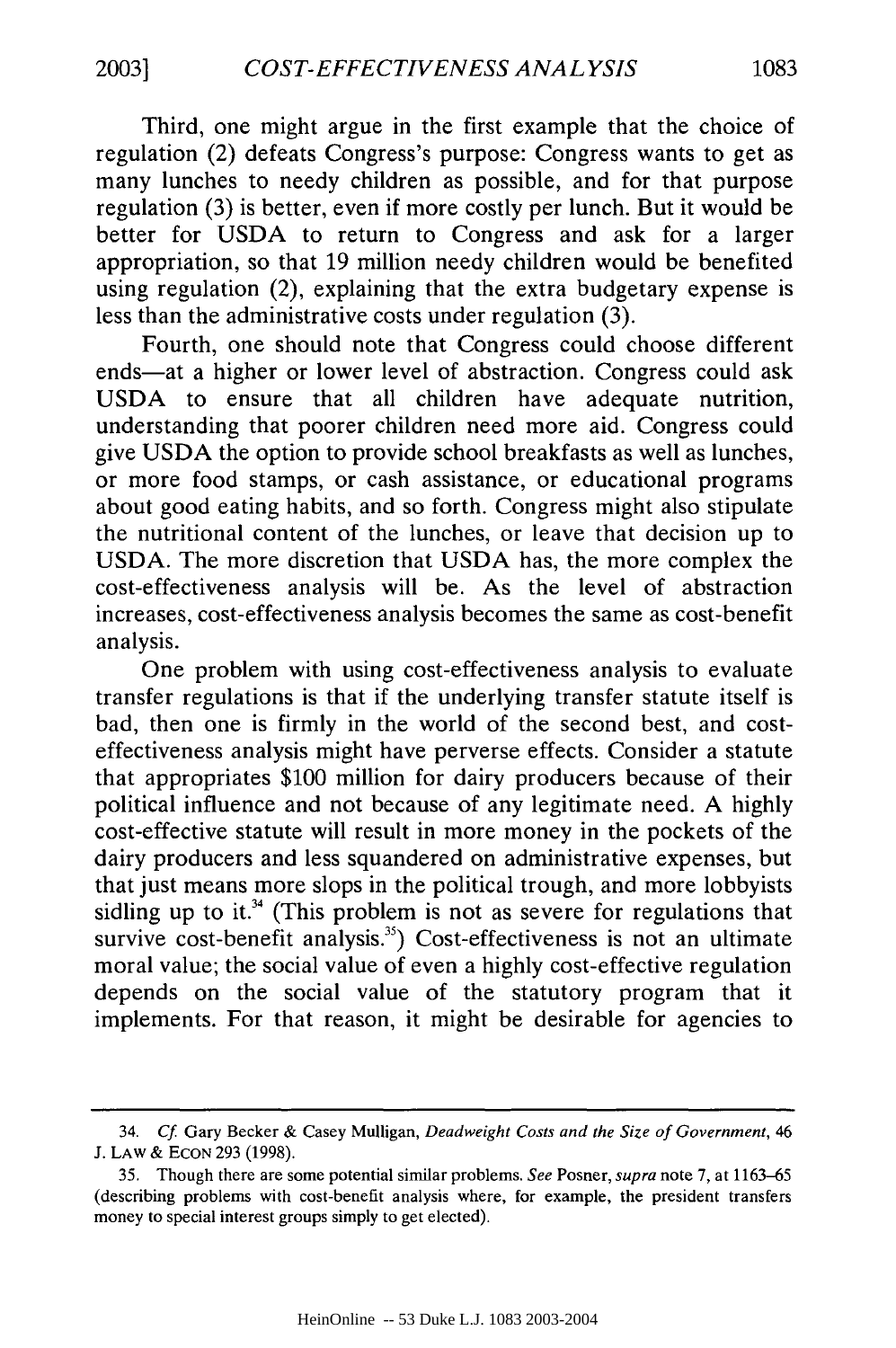Third, one might argue in the first example that the choice of regulation (2) defeats Congress's purpose: Congress wants to get as many lunches to needy children as possible, and for that purpose regulation (3) is better, even if more costly per lunch. But it would be better for USDA to return to Congress and ask for a larger appropriation, so that 19 million needy children would be benefited using regulation (2), explaining that the extra budgetary expense is less than the administrative costs under regulation (3).

Fourth, one should note that Congress could choose different ends—at a higher or lower level of abstraction. Congress could ask USDA to ensure that all children have adequate nutrition, understanding that poorer children need more aid. Congress could give USDA the option to provide school breakfasts as well as lunches, or more food stamps, or cash assistance, or educational programs about good eating habits, and so forth. Congress might also stipulate the nutritional content of the lunches, or leave that decision up to USDA. The more discretion that USDA has, the more complex the cost-effectiveness analysis will be. As the level of abstraction increases, cost-effectiveness analysis becomes the same as cost-benefit analysis.

One problem with using cost-effectiveness analysis to evaluate transfer regulations is that if the underlying transfer statute itself is bad, then one is firmly in the world of the second best, and cost-effectiveness analysis might have perverse effects. Consider a statute that appropriates $100 million for dairy producers because of their political influence and not because of any legitimate need. A highly cost-effective statute will result in more money in the pockets of the dairy producers and less squandered on administrative expenses, but that just means more slops in the political trough, and more lobbyists sidling up to it.[34] (This problem is not as severe for regulations that survive cost-benefit analysis.[35]) Cost-effectiveness is not an ultimate moral value; the social value of even a highly cost-effective regulation depends on the social value of the statutory program that it implements. For that reason, it might be desirable for agencies to

---

34. *Cf.* Gary Becker & Casey Mulligan, *Deadweight Costs and the Size of Government*, 46 J. LAW & ECON 293 (1998).

35. Though there are some potential similar problems. *See* Posner, *supra* note 7, at 1163–65 (describing problems with cost-benefit analysis where, for example, the president transfers money to special interest groups simply to get elected).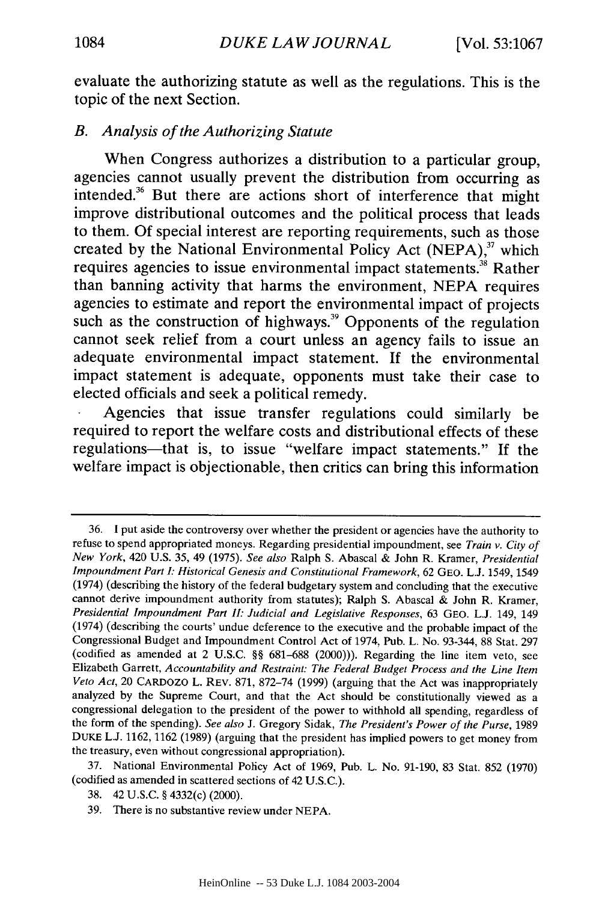evaluate the authorizing statute as well as the regulations. This is the topic of the next Section.

### *B. Analysis of the Authorizing Statute*

When Congress authorizes a distribution to a particular group, agencies cannot usually prevent the distribution from occurring as intended.[36] But there are actions short of interference that might improve distributional outcomes and the political process that leads to them. Of special interest are reporting requirements, such as those created by the National Environmental Policy Act (NEPA),[37] which requires agencies to issue environmental impact statements.[38] Rather than banning activity that harms the environment, NEPA requires agencies to estimate and report the environmental impact of projects such as the construction of highways.[39] Opponents of the regulation cannot seek relief from a court unless an agency fails to issue an adequate environmental impact statement. If the environmental impact statement is adequate, opponents must take their case to elected officials and seek a political remedy.

Agencies that issue transfer regulations could similarly be required to report the welfare costs and distributional effects of these regulations—that is, to issue "welfare impact statements." If the welfare impact is objectionable, then critics can bring this information

---

36. I put aside the controversy over whether the president or agencies have the authority to refuse to spend appropriated moneys. Regarding presidential impoundment, see *Train v. City of New York*, 420 U.S. 35, 49 (1975). *See also* Ralph S. Abascal & John R. Kramer, *Presidential Impoundment Part I: Historical Genesis and Constitutional Framework*, 62 GEO. L.J. 1549, 1549 (1974) (describing the history of the federal budgetary system and concluding that the executive cannot derive impoundment authority from statutes); Ralph S. Abascal & John R. Kramer, *Presidential Impoundment Part II: Judicial and Legislative Responses*, 63 GEO. L.J. 149, 149 (1974) (describing the courts' undue deference to the executive and the probable impact of the Congressional Budget and Impoundment Control Act of 1974, Pub. L. No. 93-344, 88 Stat. 297 (codified as amended at 2 U.S.C. §§ 681–688 (2000))). Regarding the line item veto, see Elizabeth Garrett, *Accountability and Restraint: The Federal Budget Process and the Line Item Veto Act*, 20 CARDOZO L. REV. 871, 872–74 (1999) (arguing that the Act was inappropriately analyzed by the Supreme Court, and that the Act should be constitutionally viewed as a congressional delegation to the president of the power to withhold all spending, regardless of the form of the spending). *See also* J. Gregory Sidak, *The President's Power of the Purse*, 1989 DUKE L.J. 1162, 1162 (1989) (arguing that the president has implied powers to get money from the treasury, even without congressional appropriation).

37. National Environmental Policy Act of 1969, Pub. L. No. 91-190, 83 Stat. 852 (1970) (codified as amended in scattered sections of 42 U.S.C.).

38. 42 U.S.C. § 4332(c) (2000).

39. There is no substantive review under NEPA.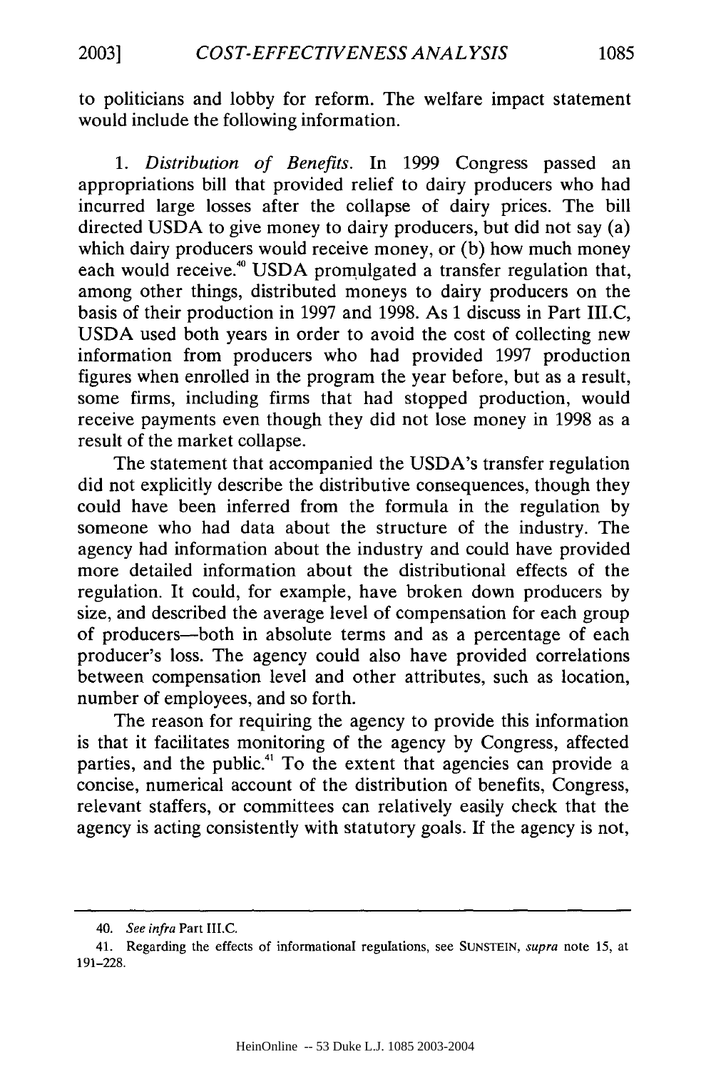to politicians and lobby for reform. The welfare impact statement would include the following information.

1. *Distribution of Benefits*. In 1999 Congress passed an appropriations bill that provided relief to dairy producers who had incurred large losses after the collapse of dairy prices. The bill directed USDA to give money to dairy producers, but did not say (a) which dairy producers would receive money, or (b) how much money each would receive.[40] USDA promulgated a transfer regulation that, among other things, distributed moneys to dairy producers on the basis of their production in 1997 and 1998. As I discuss in Part III.C, USDA used both years in order to avoid the cost of collecting new information from producers who had provided 1997 production figures when enrolled in the program the year before, but as a result, some firms, including firms that had stopped production, would receive payments even though they did not lose money in 1998 as a result of the market collapse.

The statement that accompanied the USDA's transfer regulation did not explicitly describe the distributive consequences, though they could have been inferred from the formula in the regulation by someone who had data about the structure of the industry. The agency had information about the industry and could have provided more detailed information about the distributional effects of the regulation. It could, for example, have broken down producers by size, and described the average level of compensation for each group of producers—both in absolute terms and as a percentage of each producer's loss. The agency could also have provided correlations between compensation level and other attributes, such as location, number of employees, and so forth.

The reason for requiring the agency to provide this information is that it facilitates monitoring of the agency by Congress, affected parties, and the public.[41] To the extent that agencies can provide a concise, numerical account of the distribution of benefits, Congress, relevant staffers, or committees can relatively easily check that the agency is acting consistently with statutory goals. If the agency is not,

---

40. *See infra* Part III.C.

41. Regarding the effects of informational regulations, see SUNSTEIN, *supra* note 15, at 191–228.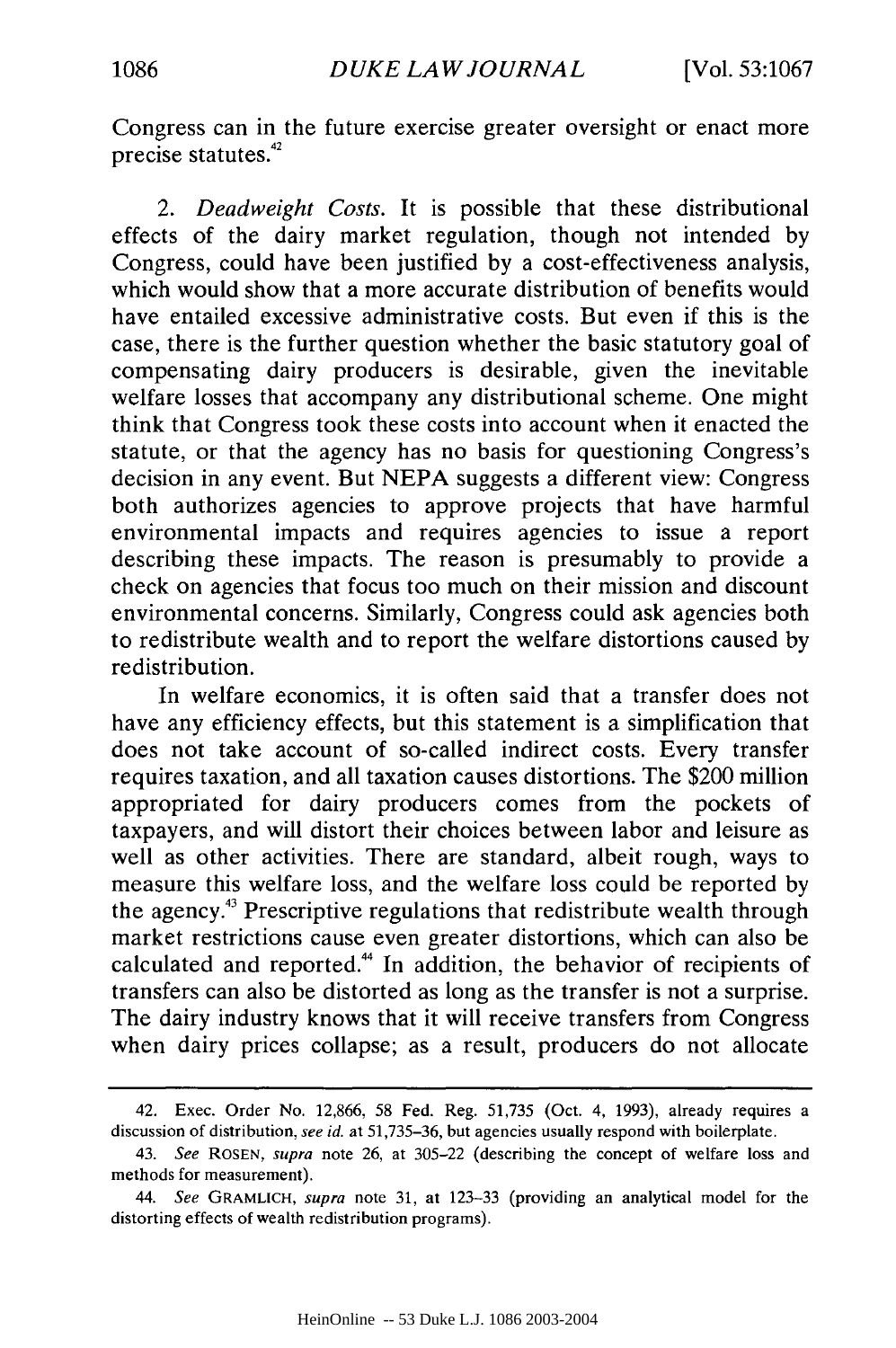Congress can in the future exercise greater oversight or enact more precise statutes.[42]

2. *Deadweight Costs.* It is possible that these distributional effects of the dairy market regulation, though not intended by Congress, could have been justified by a cost-effectiveness analysis, which would show that a more accurate distribution of benefits would have entailed excessive administrative costs. But even if this is the case, there is the further question whether the basic statutory goal of compensating dairy producers is desirable, given the inevitable welfare losses that accompany any distributional scheme. One might think that Congress took these costs into account when it enacted the statute, or that the agency has no basis for questioning Congress's decision in any event. But NEPA suggests a different view: Congress both authorizes agencies to approve projects that have harmful environmental impacts and requires agencies to issue a report describing these impacts. The reason is presumably to provide a check on agencies that focus too much on their mission and discount environmental concerns. Similarly, Congress could ask agencies both to redistribute wealth and to report the welfare distortions caused by redistribution.

In welfare economics, it is often said that a transfer does not have any efficiency effects, but this statement is a simplification that does not take account of so-called indirect costs. Every transfer requires taxation, and all taxation causes distortions. The $200 million appropriated for dairy producers comes from the pockets of taxpayers, and will distort their choices between labor and leisure as well as other activities. There are standard, albeit rough, ways to measure this welfare loss, and the welfare loss could be reported by the agency.[43] Prescriptive regulations that redistribute wealth through market restrictions cause even greater distortions, which can also be calculated and reported.[44] In addition, the behavior of recipients of transfers can also be distorted as long as the transfer is not a surprise. The dairy industry knows that it will receive transfers from Congress when dairy prices collapse; as a result, producers do not allocate

42. Exec. Order No. 12,866, 58 Fed. Reg. 51,735 (Oct. 4, 1993), already requires a discussion of distribution, *see id.* at 51,735–36, but agencies usually respond with boilerplate.

43. *See* ROSEN, *supra* note 26, at 305–22 (describing the concept of welfare loss and methods for measurement).

44. *See* GRAMLICH, *supra* note 31, at 123–33 (providing an analytical model for the distorting effects of wealth redistribution programs).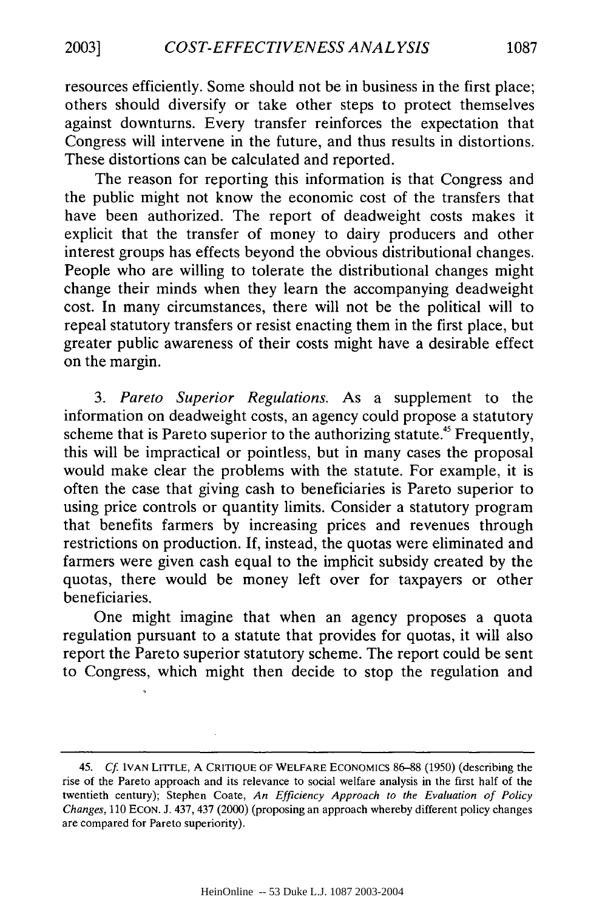resources efficiently. Some should not be in business in the first place; others should diversify or take other steps to protect themselves against downturns. Every transfer reinforces the expectation that Congress will intervene in the future, and thus results in distortions. These distortions can be calculated and reported.

The reason for reporting this information is that Congress and the public might not know the economic cost of the transfers that have been authorized. The report of deadweight costs makes it explicit that the transfer of money to dairy producers and other interest groups has effects beyond the obvious distributional changes. People who are willing to tolerate the distributional changes might change their minds when they learn the accompanying deadweight cost. In many circumstances, there will not be the political will to repeal statutory transfers or resist enacting them in the first place, but greater public awareness of their costs might have a desirable effect on the margin.

3. *Pareto Superior Regulations.* As a supplement to the information on deadweight costs, an agency could propose a statutory scheme that is Pareto superior to the authorizing statute.[45] Frequently, this will be impractical or pointless, but in many cases the proposal would make clear the problems with the statute. For example, it is often the case that giving cash to beneficiaries is Pareto superior to using price controls or quantity limits. Consider a statutory program that benefits farmers by increasing prices and revenues through restrictions on production. If, instead, the quotas were eliminated and farmers were given cash equal to the implicit subsidy created by the quotas, there would be money left over for taxpayers or other beneficiaries.

One might imagine that when an agency proposes a quota regulation pursuant to a statute that provides for quotas, it will also report the Pareto superior statutory scheme. The report could be sent to Congress, which might then decide to stop the regulation and

---

45. *Cf.* IVAN LITTLE, A CRITIQUE OF WELFARE ECONOMICS 86–88 (1950) (describing the rise of the Pareto approach and its relevance to social welfare analysis in the first half of the twentieth century); Stephen Coate, *An Efficiency Approach to the Evaluation of Policy Changes*, 110 ECON. J. 437, 437 (2000) (proposing an approach whereby different policy changes are compared for Pareto superiority).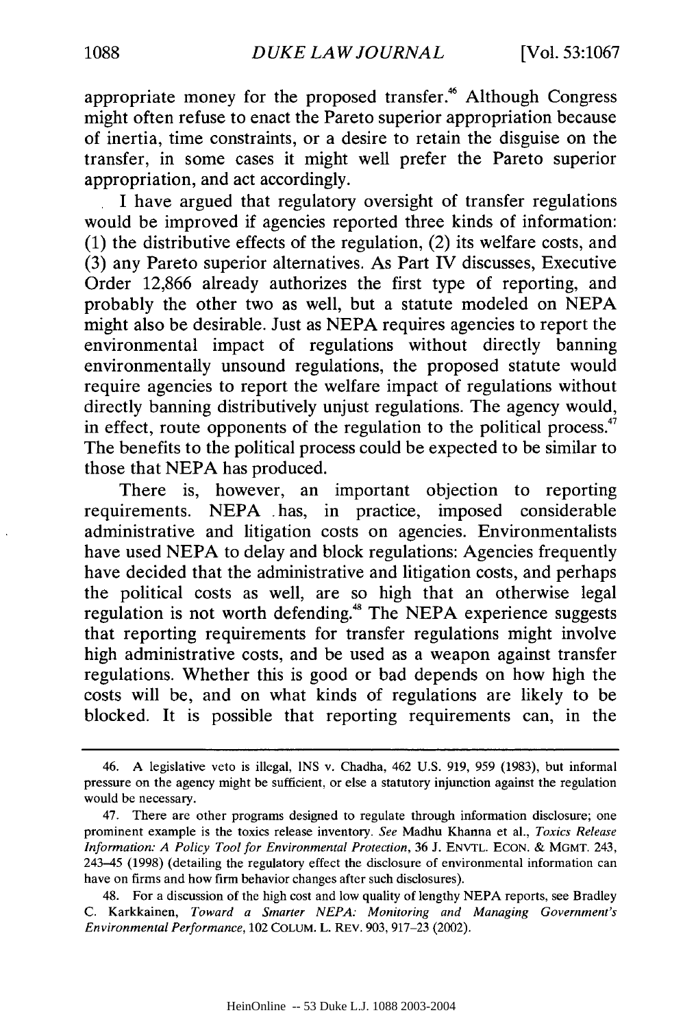appropriate money for the proposed transfer.[46] Although Congress might often refuse to enact the Pareto superior appropriation because of inertia, time constraints, or a desire to retain the disguise on the transfer, in some cases it might well prefer the Pareto superior appropriation, and act accordingly.

I have argued that regulatory oversight of transfer regulations would be improved if agencies reported three kinds of information: (1) the distributive effects of the regulation, (2) its welfare costs, and (3) any Pareto superior alternatives. As Part IV discusses, Executive Order 12,866 already authorizes the first type of reporting, and probably the other two as well, but a statute modeled on NEPA might also be desirable. Just as NEPA requires agencies to report the environmental impact of regulations without directly banning environmentally unsound regulations, the proposed statute would require agencies to report the welfare impact of regulations without directly banning distributively unjust regulations. The agency would, in effect, route opponents of the regulation to the political process.[47] The benefits to the political process could be expected to be similar to those that NEPA has produced.

There is, however, an important objection to reporting requirements. NEPA has, in practice, imposed considerable administrative and litigation costs on agencies. Environmentalists have used NEPA to delay and block regulations: Agencies frequently have decided that the administrative and litigation costs, and perhaps the political costs as well, are so high that an otherwise legal regulation is not worth defending.[48] The NEPA experience suggests that reporting requirements for transfer regulations might involve high administrative costs, and be used as a weapon against transfer regulations. Whether this is good or bad depends on how high the costs will be, and on what kinds of regulations are likely to be blocked. It is possible that reporting requirements can, in the

---

46. A legislative veto is illegal, INS v. Chadha, 462 U.S. 919, 959 (1983), but informal pressure on the agency might be sufficient, or else a statutory injunction against the regulation would be necessary.

47. There are other programs designed to regulate through information disclosure; one prominent example is the toxics release inventory. *See* Madhu Khanna et al., *Toxics Release Information: A Policy Tool for Environmental Protection*, 36 J. ENVTL. ECON. & MGMT. 243, 243–45 (1998) (detailing the regulatory effect the disclosure of environmental information can have on firms and how firm behavior changes after such disclosures).

48. For a discussion of the high cost and low quality of lengthy NEPA reports, see Bradley C. Karkkainen, *Toward a Smarter NEPA: Monitoring and Managing Government's Environmental Performance*, 102 COLUM. L. REV. 903, 917–23 (2002).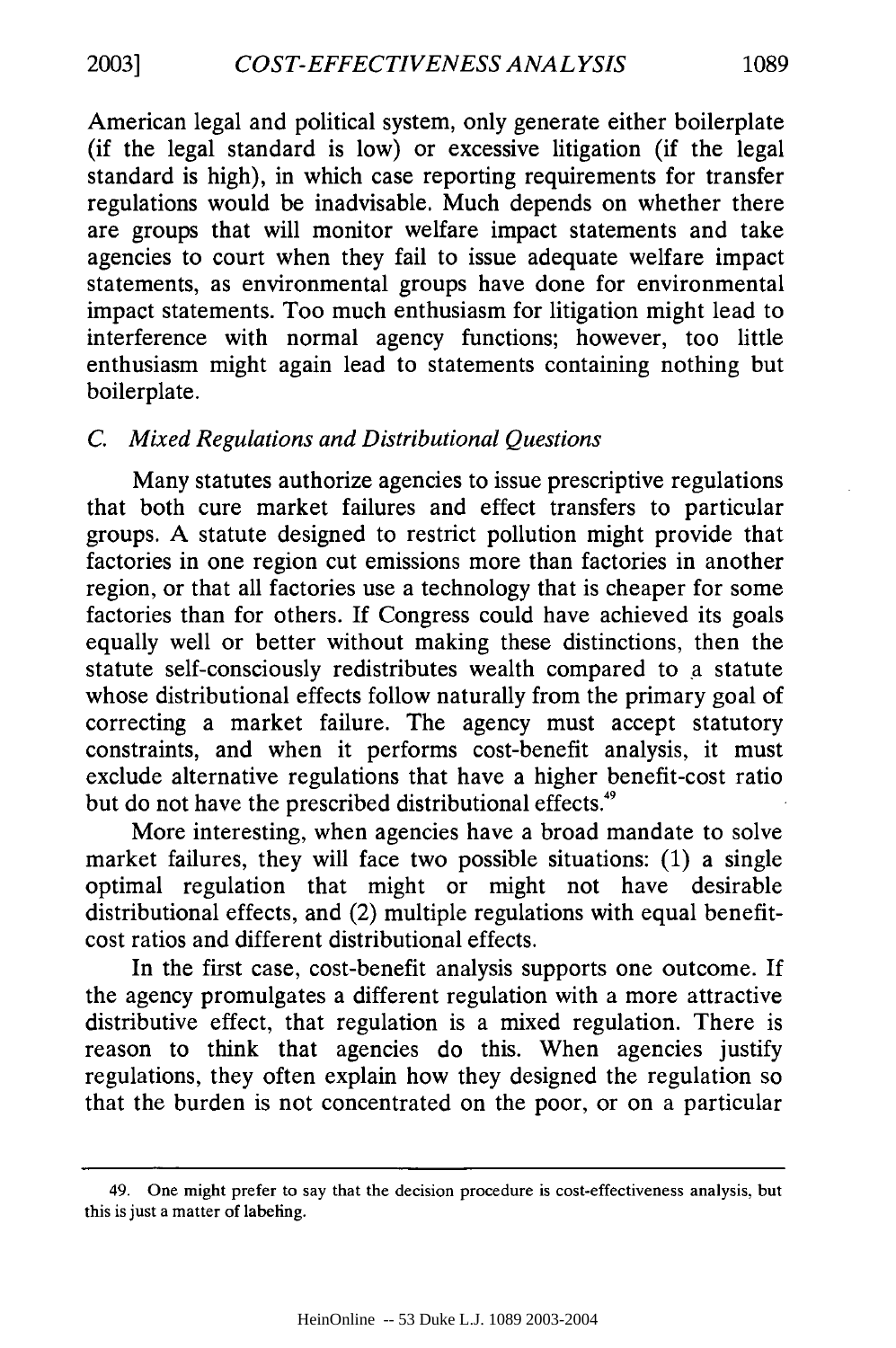American legal and political system, only generate either boilerplate (if the legal standard is low) or excessive litigation (if the legal standard is high), in which case reporting requirements for transfer regulations would be inadvisable. Much depends on whether there are groups that will monitor welfare impact statements and take agencies to court when they fail to issue adequate welfare impact statements, as environmental groups have done for environmental impact statements. Too much enthusiasm for litigation might lead to interference with normal agency functions; however, too little enthusiasm might again lead to statements containing nothing but boilerplate.

### *C. Mixed Regulations and Distributional Questions*

Many statutes authorize agencies to issue prescriptive regulations that both cure market failures and effect transfers to particular groups. A statute designed to restrict pollution might provide that factories in one region cut emissions more than factories in another region, or that all factories use a technology that is cheaper for some factories than for others. If Congress could have achieved its goals equally well or better without making these distinctions, then the statute self-consciously redistributes wealth compared to a statute whose distributional effects follow naturally from the primary goal of correcting a market failure. The agency must accept statutory constraints, and when it performs cost-benefit analysis, it must exclude alternative regulations that have a higher benefit-cost ratio but do not have the prescribed distributional effects.[49]

More interesting, when agencies have a broad mandate to solve market failures, they will face two possible situations: (1) a single optimal regulation that might or might not have desirable distributional effects, and (2) multiple regulations with equal benefit-cost ratios and different distributional effects.

In the first case, cost-benefit analysis supports one outcome. If the agency promulgates a different regulation with a more attractive distributive effect, that regulation is a mixed regulation. There is reason to think that agencies do this. When agencies justify regulations, they often explain how they designed the regulation so that the burden is not concentrated on the poor, or on a particular

---

49. One might prefer to say that the decision procedure is cost-effectiveness analysis, but this is just a matter of labeling.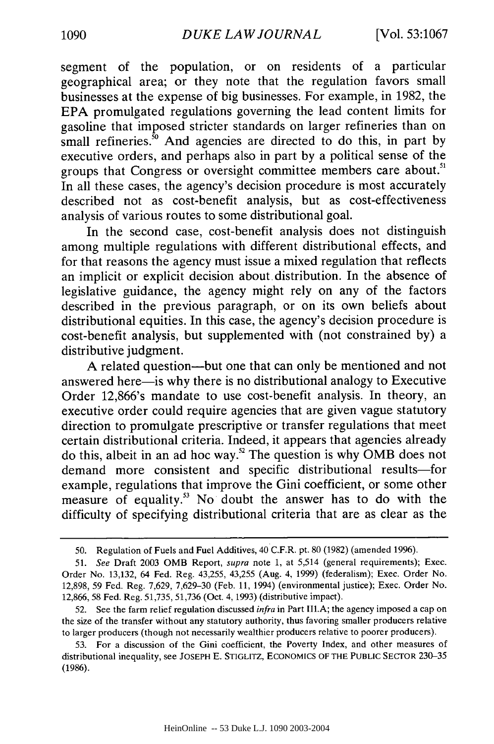segment of the population, or on residents of a particular geographical area; or they note that the regulation favors small businesses at the expense of big businesses. For example, in 1982, the EPA promulgated regulations governing the lead content limits for gasoline that imposed stricter standards on larger refineries than on small refineries.[50] And agencies are directed to do this, in part by executive orders, and perhaps also in part by a political sense of the groups that Congress or oversight committee members care about.[51] In all these cases, the agency's decision procedure is most accurately described not as cost-benefit analysis, but as cost-effectiveness analysis of various routes to some distributional goal.

In the second case, cost-benefit analysis does not distinguish among multiple regulations with different distributional effects, and for that reasons the agency must issue a mixed regulation that reflects an implicit or explicit decision about distribution. In the absence of legislative guidance, the agency might rely on any of the factors described in the previous paragraph, or on its own beliefs about distributional equities. In this case, the agency's decision procedure is cost-benefit analysis, but supplemented with (not constrained by) a distributive judgment.

A related question—but one that can only be mentioned and not answered here—is why there is no distributional analogy to Executive Order 12,866's mandate to use cost-benefit analysis. In theory, an executive order could require agencies that are given vague statutory direction to promulgate prescriptive or transfer regulations that meet certain distributional criteria. Indeed, it appears that agencies already do this, albeit in an ad hoc way.[52] The question is why OMB does not demand more consistent and specific distributional results—for example, regulations that improve the Gini coefficient, or some other measure of equality.[53] No doubt the answer has to do with the difficulty of specifying distributional criteria that are as clear as the

---

50. Regulation of Fuels and Fuel Additives, 40 C.F.R. pt. 80 (1982) (amended 1996).

51. *See* Draft 2003 OMB Report, *supra* note 1, at 5,514 (general requirements); Exec. Order No. 13,132, 64 Fed. Reg. 43,255, 43,255 (Aug. 4, 1999) (federalism); Exec. Order No. 12,898, 59 Fed. Reg. 7,629, 7,629–30 (Feb. 11, 1994) (environmental justice); Exec. Order No. 12,866, 58 Fed. Reg. 51,735, 51,736 (Oct. 4, 1993) (distributive impact).

52. See the farm relief regulation discussed *infra* in Part III.A; the agency imposed a cap on the size of the transfer without any statutory authority, thus favoring smaller producers relative to larger producers (though not necessarily wealthier producers relative to poorer producers).

53. For a discussion of the Gini coefficient, the Poverty Index, and other measures of distributional inequality, see JOSEPH E. STIGLITZ, ECONOMICS OF THE PUBLIC SECTOR 230–35 (1986).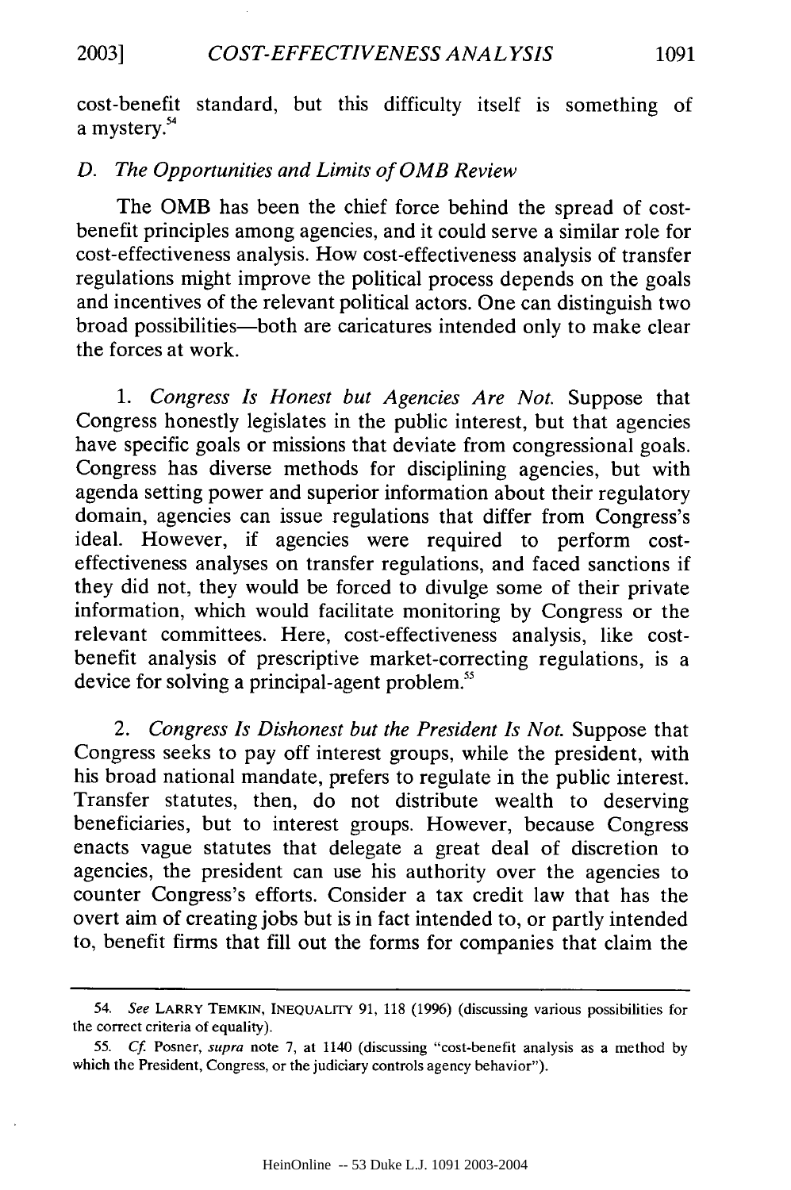cost-benefit standard, but this difficulty itself is something of a mystery.[54]

### D. *The Opportunities and Limits of OMB Review*

The OMB has been the chief force behind the spread of cost-benefit principles among agencies, and it could serve a similar role for cost-effectiveness analysis. How cost-effectiveness analysis of transfer regulations might improve the political process depends on the goals and incentives of the relevant political actors. One can distinguish two broad possibilities—both are caricatures intended only to make clear the forces at work.

1. *Congress Is Honest but Agencies Are Not.* Suppose that Congress honestly legislates in the public interest, but that agencies have specific goals or missions that deviate from congressional goals. Congress has diverse methods for disciplining agencies, but with agenda setting power and superior information about their regulatory domain, agencies can issue regulations that differ from Congress's ideal. However, if agencies were required to perform cost-effectiveness analyses on transfer regulations, and faced sanctions if they did not, they would be forced to divulge some of their private information, which would facilitate monitoring by Congress or the relevant committees. Here, cost-effectiveness analysis, like cost-benefit analysis of prescriptive market-correcting regulations, is a device for solving a principal-agent problem.[55]

2. *Congress Is Dishonest but the President Is Not.* Suppose that Congress seeks to pay off interest groups, while the president, with his broad national mandate, prefers to regulate in the public interest. Transfer statutes, then, do not distribute wealth to deserving beneficiaries, but to interest groups. However, because Congress enacts vague statutes that delegate a great deal of discretion to agencies, the president can use his authority over the agencies to counter Congress's efforts. Consider a tax credit law that has the overt aim of creating jobs but is in fact intended to, or partly intended to, benefit firms that fill out the forms for companies that claim the

---

54. *See* LARRY TEMKIN, INEQUALITY 91, 118 (1996) (discussing various possibilities for the correct criteria of equality).

55. *Cf.* Posner, *supra* note 7, at 1140 (discussing "cost-benefit analysis as a method by which the President, Congress, or the judiciary controls agency behavior").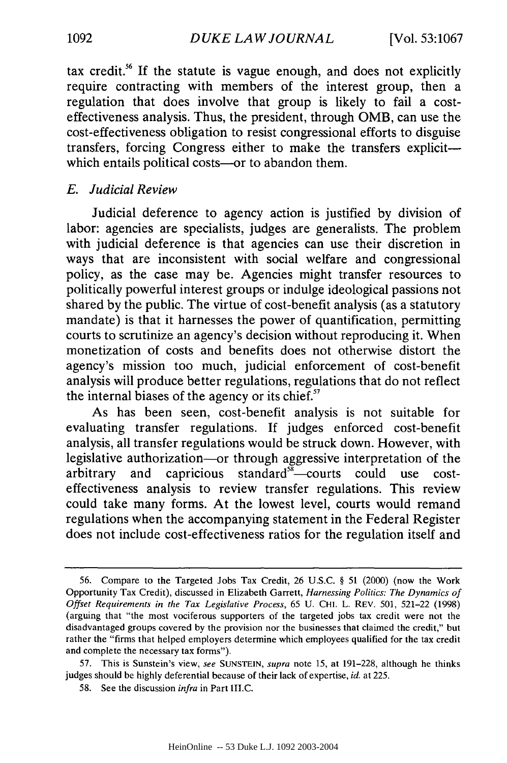tax credit.[56] If the statute is vague enough, and does not explicitly require contracting with members of the interest group, then a regulation that does involve that group is likely to fail a cost-effectiveness analysis. Thus, the president, through OMB, can use the cost-effectiveness obligation to resist congressional efforts to disguise transfers, forcing Congress either to make the transfers explicit—which entails political costs—or to abandon them.

### *E. Judicial Review*

Judicial deference to agency action is justified by division of labor: agencies are specialists, judges are generalists. The problem with judicial deference is that agencies can use their discretion in ways that are inconsistent with social welfare and congressional policy, as the case may be. Agencies might transfer resources to politically powerful interest groups or indulge ideological passions not shared by the public. The virtue of cost-benefit analysis (as a statutory mandate) is that it harnesses the power of quantification, permitting courts to scrutinize an agency's decision without reproducing it. When monetization of costs and benefits does not otherwise distort the agency's mission too much, judicial enforcement of cost-benefit analysis will produce better regulations, regulations that do not reflect the internal biases of the agency or its chief.[57]

As has been seen, cost-benefit analysis is not suitable for evaluating transfer regulations. If judges enforced cost-benefit analysis, all transfer regulations would be struck down. However, with legislative authorization—or through aggressive interpretation of the arbitrary and capricious standard[58]—courts could use cost-effectiveness analysis to review transfer regulations. This review could take many forms. At the lowest level, courts would remand regulations when the accompanying statement in the Federal Register does not include cost-effectiveness ratios for the regulation itself and

---

56. Compare to the Targeted Jobs Tax Credit, 26 U.S.C. § 51 (2000) (now the Work Opportunity Tax Credit), discussed in Elizabeth Garrett, *Harnessing Politics: The Dynamics of Offset Requirements in the Tax Legislative Process*, 65 U. CHI. L. REV. 501, 521–22 (1998) (arguing that "the most vociferous supporters of the targeted jobs tax credit were not the disadvantaged groups covered by the provision nor the businesses that claimed the credit," but rather the "firms that helped employers determine which employees qualified for the tax credit and complete the necessary tax forms").

57. This is Sunstein's view, *see* SUNSTEIN, *supra* note 15, at 191–228, although he thinks judges should be highly deferential because of their lack of expertise, *id.* at 225.

58. See the discussion *infra* in Part III.C.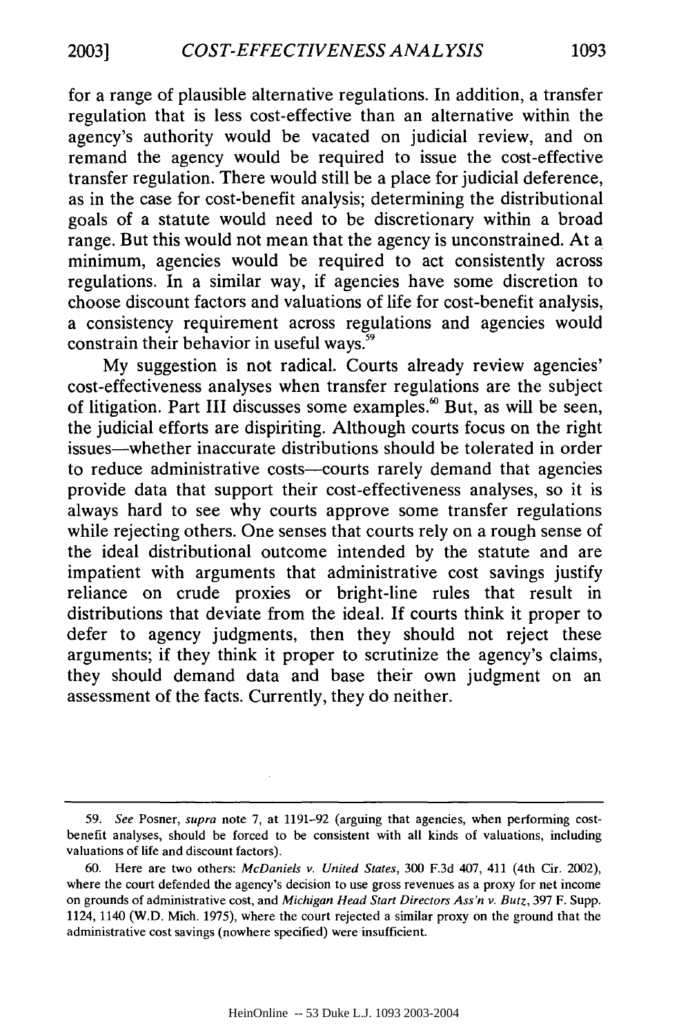for a range of plausible alternative regulations. In addition, a transfer regulation that is less cost-effective than an alternative within the agency's authority would be vacated on judicial review, and on remand the agency would be required to issue the cost-effective transfer regulation. There would still be a place for judicial deference, as in the case for cost-benefit analysis; determining the distributional goals of a statute would need to be discretionary within a broad range. But this would not mean that the agency is unconstrained. At a minimum, agencies would be required to act consistently across regulations. In a similar way, if agencies have some discretion to choose discount factors and valuations of life for cost-benefit analysis, a consistency requirement across regulations and agencies would constrain their behavior in useful ways.[59]

My suggestion is not radical. Courts already review agencies' cost-effectiveness analyses when transfer regulations are the subject of litigation. Part III discusses some examples.[60] But, as will be seen, the judicial efforts are dispiriting. Although courts focus on the right issues—whether inaccurate distributions should be tolerated in order to reduce administrative costs—courts rarely demand that agencies provide data that support their cost-effectiveness analyses, so it is always hard to see why courts approve some transfer regulations while rejecting others. One senses that courts rely on a rough sense of the ideal distributional outcome intended by the statute and are impatient with arguments that administrative cost savings justify reliance on crude proxies or bright-line rules that result in distributions that deviate from the ideal. If courts think it proper to defer to agency judgments, then they should not reject these arguments; if they think it proper to scrutinize the agency's claims, they should demand data and base their own judgment on an assessment of the facts. Currently, they do neither.

---

59. *See* Posner, *supra* note 7, at 1191–92 (arguing that agencies, when performing cost-benefit analyses, should be forced to be consistent with all kinds of valuations, including valuations of life and discount factors).

60. Here are two others: *McDaniels v. United States*, 300 F.3d 407, 411 (4th Cir. 2002), where the court defended the agency's decision to use gross revenues as a proxy for net income on grounds of administrative cost, and *Michigan Head Start Directors Ass'n v. Butz*, 397 F. Supp. 1124, 1140 (W.D. Mich. 1975), where the court rejected a similar proxy on the ground that the administrative cost savings (nowhere specified) were insufficient.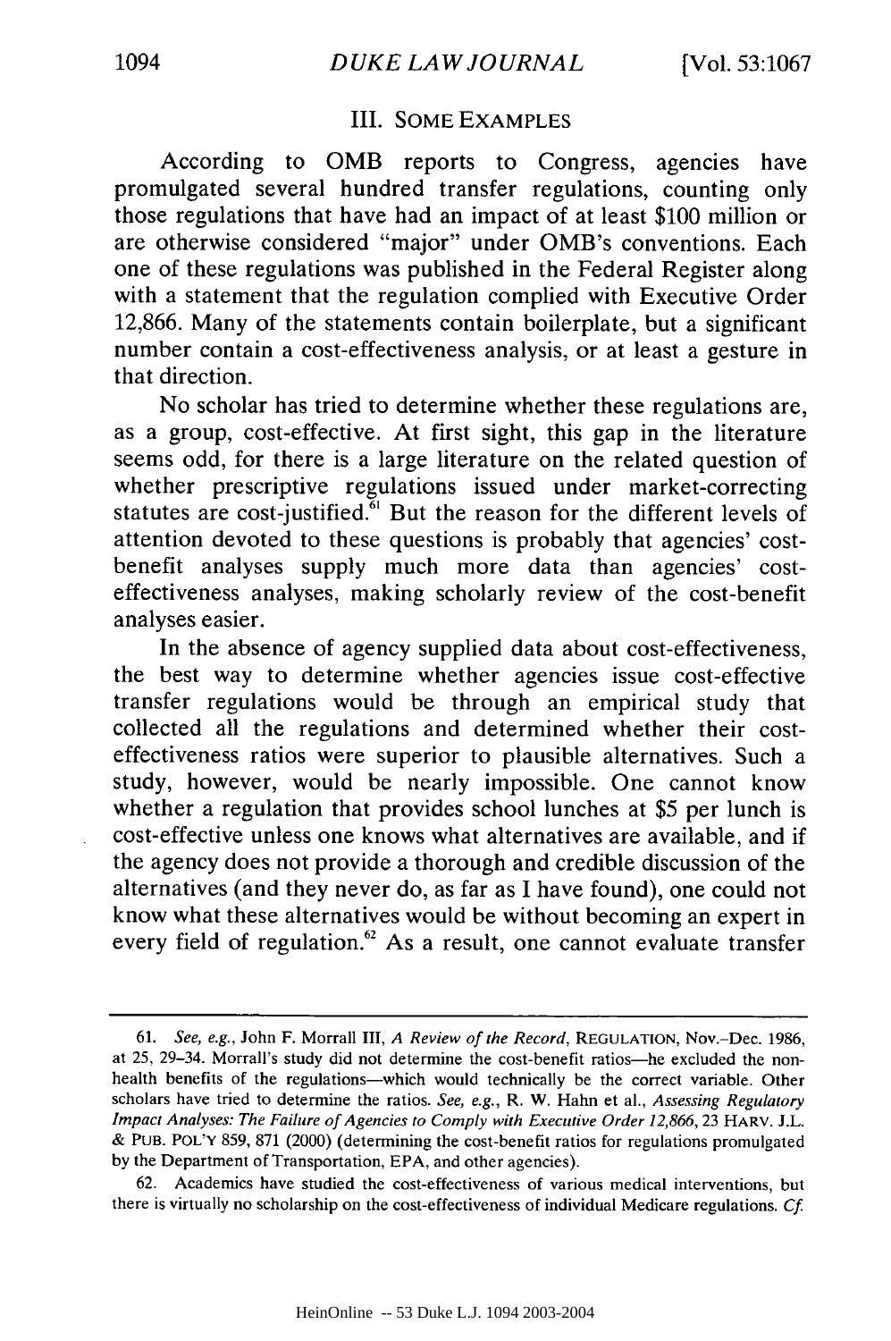## III. SOME EXAMPLES

According to OMB reports to Congress, agencies have promulgated several hundred transfer regulations, counting only those regulations that have had an impact of at least $100 million or are otherwise considered "major" under OMB's conventions. Each one of these regulations was published in the Federal Register along with a statement that the regulation complied with Executive Order 12,866. Many of the statements contain boilerplate, but a significant number contain a cost-effectiveness analysis, or at least a gesture in that direction.

No scholar has tried to determine whether these regulations are, as a group, cost-effective. At first sight, this gap in the literature seems odd, for there is a large literature on the related question of whether prescriptive regulations issued under market-correcting statutes are cost-justified.[61] But the reason for the different levels of attention devoted to these questions is probably that agencies' cost-benefit analyses supply much more data than agencies' cost-effectiveness analyses, making scholarly review of the cost-benefit analyses easier.

In the absence of agency supplied data about cost-effectiveness, the best way to determine whether agencies issue cost-effective transfer regulations would be through an empirical study that collected all the regulations and determined whether their cost-effectiveness ratios were superior to plausible alternatives. Such a study, however, would be nearly impossible. One cannot know whether a regulation that provides school lunches at $5 per lunch is cost-effective unless one knows what alternatives are available, and if the agency does not provide a thorough and credible discussion of the alternatives (and they never do, as far as I have found), one could not know what these alternatives would be without becoming an expert in every field of regulation.[62] As a result, one cannot evaluate transfer

---

61. *See, e.g.*, John F. Morrall III, *A Review of the Record*, REGULATION, Nov.–Dec. 1986, at 25, 29–34. Morrall's study did not determine the cost-benefit ratios—he excluded the non-health benefits of the regulations—which would technically be the correct variable. Other scholars have tried to determine the ratios. *See, e.g.*, R. W. Hahn et al., *Assessing Regulatory Impact Analyses: The Failure of Agencies to Comply with Executive Order 12,866*, 23 HARV. J.L. & PUB. POL'Y 859, 871 (2000) (determining the cost-benefit ratios for regulations promulgated by the Department of Transportation, EPA, and other agencies).

62. Academics have studied the cost-effectiveness of various medical interventions, but there is virtually no scholarship on the cost-effectiveness of individual Medicare regulations. *Cf.*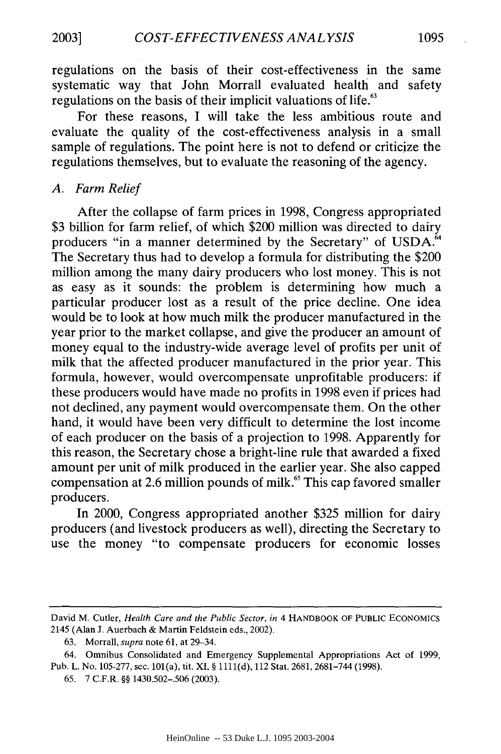regulations on the basis of their cost-effectiveness in the same systematic way that John Morrall evaluated health and safety regulations on the basis of their implicit valuations of life.[63]

For these reasons, I will take the less ambitious route and evaluate the quality of the cost-effectiveness analysis in a small sample of regulations. The point here is not to defend or criticize the regulations themselves, but to evaluate the reasoning of the agency.

### *A. Farm Relief*

After the collapse of farm prices in 1998, Congress appropriated \$3 billion for farm relief, of which \$200 million was directed to dairy producers "in a manner determined by the Secretary" of USDA.[64] The Secretary thus had to develop a formula for distributing the \$200 million among the many dairy producers who lost money. This is not as easy as it sounds: the problem is determining how much a particular producer lost as a result of the price decline. One idea would be to look at how much milk the producer manufactured in the year prior to the market collapse, and give the producer an amount of money equal to the industry-wide average level of profits per unit of milk that the affected producer manufactured in the prior year. This formula, however, would overcompensate unprofitable producers: if these producers would have made no profits in 1998 even if prices had not declined, any payment would overcompensate them. On the other hand, it would have been very difficult to determine the lost income of each producer on the basis of a projection to 1998. Apparently for this reason, the Secretary chose a bright-line rule that awarded a fixed amount per unit of milk produced in the earlier year. She also capped compensation at 2.6 million pounds of milk.[65] This cap favored smaller producers.

In 2000, Congress appropriated another \$325 million for dairy producers (and livestock producers as well), directing the Secretary to use the money "to compensate producers for economic losses

---

David M. Cutler, *Health Care and the Public Sector*, *in* 4 HANDBOOK OF PUBLIC ECONOMICS 2145 (Alan J. Auerbach & Martin Feldstein eds., 2002).

63. Morrall, *supra* note 61, at 29–34.

64. Omnibus Consolidated and Emergency Supplemental Appropriations Act of 1999, Pub. L. No. 105-277, sec. 101(a), tit. XI, § 1111(d), 112 Stat. 2681, 2681–744 (1998).

65. 7 C.F.R. §§ 1430.502–.506 (2003).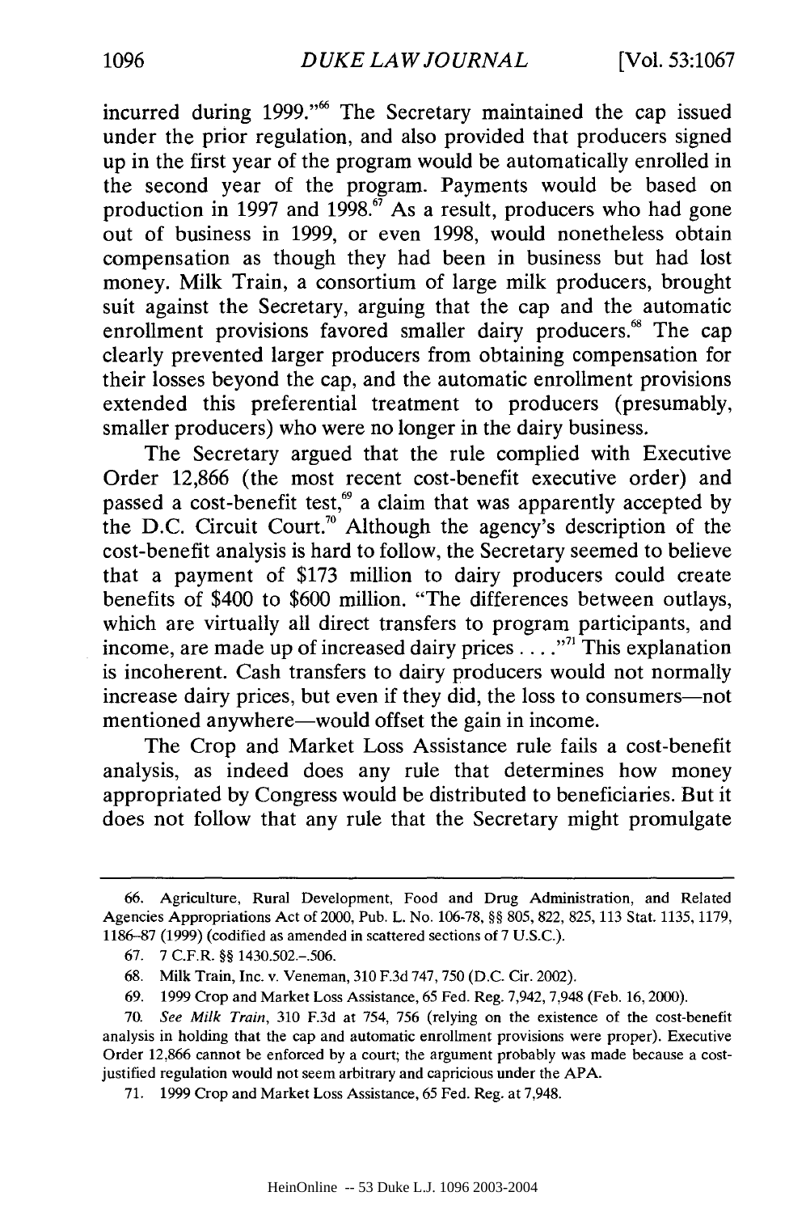incurred during 1999."[66] The Secretary maintained the cap issued under the prior regulation, and also provided that producers signed up in the first year of the program would be automatically enrolled in the second year of the program. Payments would be based on production in 1997 and 1998.[67] As a result, producers who had gone out of business in 1999, or even 1998, would nonetheless obtain compensation as though they had been in business but had lost money. Milk Train, a consortium of large milk producers, brought suit against the Secretary, arguing that the cap and the automatic enrollment provisions favored smaller dairy producers.[68] The cap clearly prevented larger producers from obtaining compensation for their losses beyond the cap, and the automatic enrollment provisions extended this preferential treatment to producers (presumably, smaller producers) who were no longer in the dairy business.

The Secretary argued that the rule complied with Executive Order 12,866 (the most recent cost-benefit executive order) and passed a cost-benefit test,[69] a claim that was apparently accepted by the D.C. Circuit Court.[70] Although the agency's description of the cost-benefit analysis is hard to follow, the Secretary seemed to believe that a payment of $173 million to dairy producers could create benefits of $400 to $600 million. "The differences between outlays, which are virtually all direct transfers to program participants, and income, are made up of increased dairy prices . . . ."[71] This explanation is incoherent. Cash transfers to dairy producers would not normally increase dairy prices, but even if they did, the loss to consumers—not mentioned anywhere—would offset the gain in income.

The Crop and Market Loss Assistance rule fails a cost-benefit analysis, as indeed does any rule that determines how money appropriated by Congress would be distributed to beneficiaries. But it does not follow that any rule that the Secretary might promulgate

---

66. Agriculture, Rural Development, Food and Drug Administration, and Related Agencies Appropriations Act of 2000, Pub. L. No. 106-78, §§ 805, 822, 825, 113 Stat. 1135, 1179, 1186–87 (1999) (codified as amended in scattered sections of 7 U.S.C.).

67. 7 C.F.R. §§ 1430.502.–.506.

68. Milk Train, Inc. v. Veneman, 310 F.3d 747, 750 (D.C. Cir. 2002).

69. 1999 Crop and Market Loss Assistance, 65 Fed. Reg. 7,942, 7,948 (Feb. 16, 2000).

70. *See Milk Train*, 310 F.3d at 754, 756 (relying on the existence of the cost-benefit analysis in holding that the cap and automatic enrollment provisions were proper). Executive Order 12,866 cannot be enforced by a court; the argument probably was made because a cost-justified regulation would not seem arbitrary and capricious under the APA.

71. 1999 Crop and Market Loss Assistance, 65 Fed. Reg. at 7,948.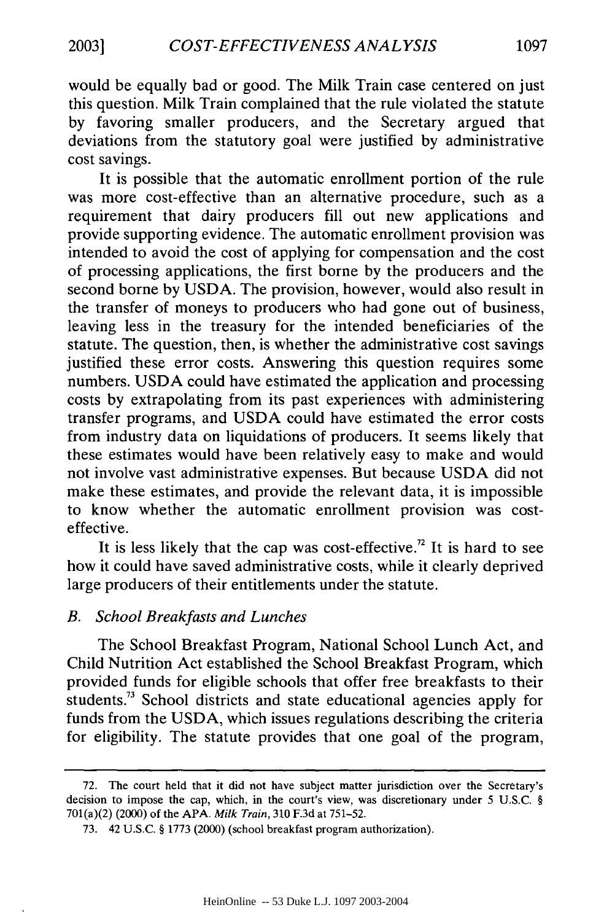would be equally bad or good. The Milk Train case centered on just this question. Milk Train complained that the rule violated the statute by favoring smaller producers, and the Secretary argued that deviations from the statutory goal were justified by administrative cost savings.

It is possible that the automatic enrollment portion of the rule was more cost-effective than an alternative procedure, such as a requirement that dairy producers fill out new applications and provide supporting evidence. The automatic enrollment provision was intended to avoid the cost of applying for compensation and the cost of processing applications, the first borne by the producers and the second borne by USDA. The provision, however, would also result in the transfer of moneys to producers who had gone out of business, leaving less in the treasury for the intended beneficiaries of the statute. The question, then, is whether the administrative cost savings justified these error costs. Answering this question requires some numbers. USDA could have estimated the application and processing costs by extrapolating from its past experiences with administering transfer programs, and USDA could have estimated the error costs from industry data on liquidations of producers. It seems likely that these estimates would have been relatively easy to make and would not involve vast administrative expenses. But because USDA did not make these estimates, and provide the relevant data, it is impossible to know whether the automatic enrollment provision was cost-effective.

It is less likely that the cap was cost-effective.[72] It is hard to see how it could have saved administrative costs, while it clearly deprived large producers of their entitlements under the statute.

### *B. School Breakfasts and Lunches*

The School Breakfast Program, National School Lunch Act, and Child Nutrition Act established the School Breakfast Program, which provided funds for eligible schools that offer free breakfasts to their students.[73] School districts and state educational agencies apply for funds from the USDA, which issues regulations describing the criteria for eligibility. The statute provides that one goal of the program,

---

72. The court held that it did not have subject matter jurisdiction over the Secretary's decision to impose the cap, which, in the court's view, was discretionary under 5 U.S.C. § 701(a)(2) (2000) of the APA. *Milk Train*, 310 F.3d at 751–52.

73. 42 U.S.C. § 1773 (2000) (school breakfast program authorization).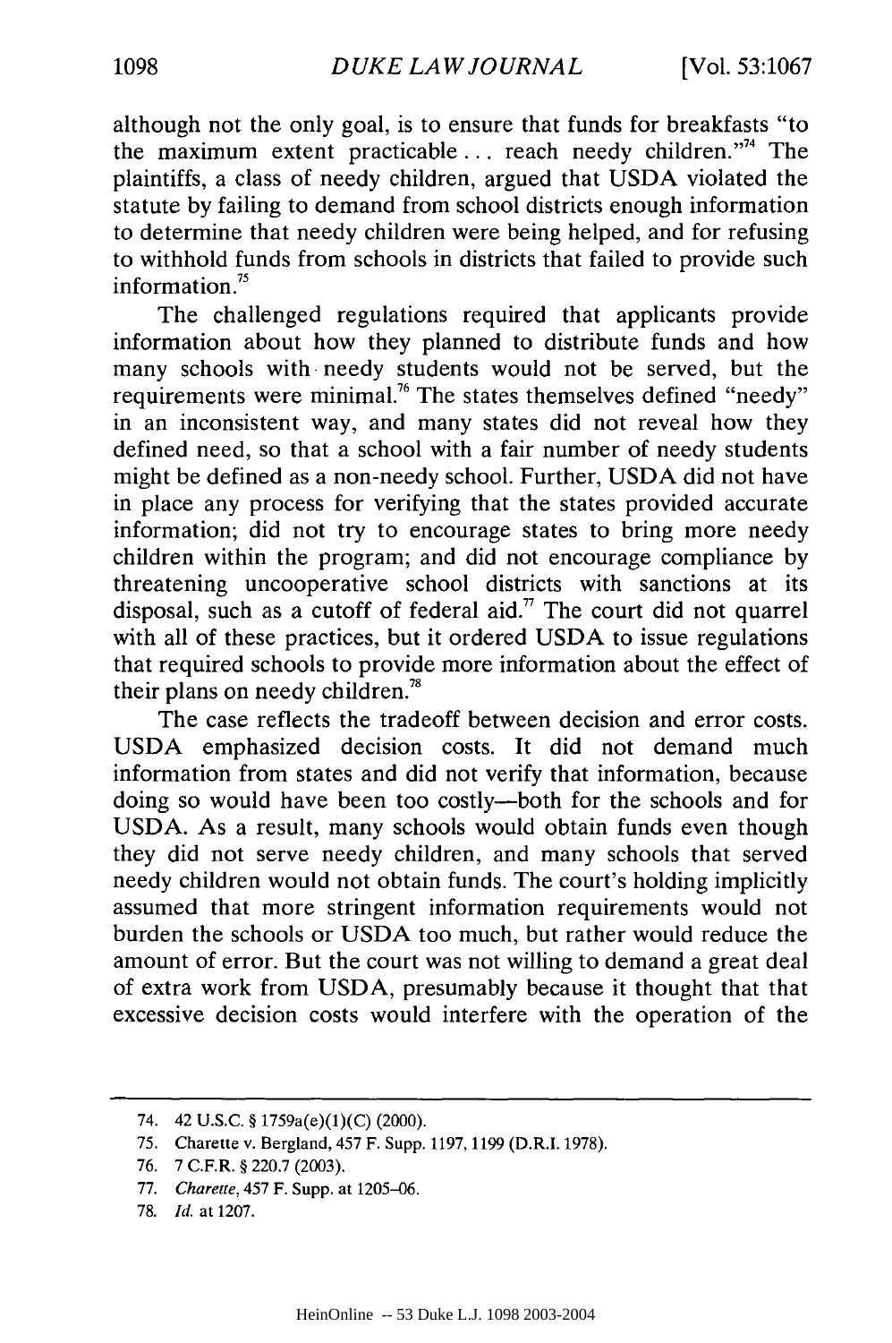although not the only goal, is to ensure that funds for breakfasts "to the maximum extent practicable . . . reach needy children."[74] The plaintiffs, a class of needy children, argued that USDA violated the statute by failing to demand from school districts enough information to determine that needy children were being helped, and for refusing to withhold funds from schools in districts that failed to provide such information.[75]

The challenged regulations required that applicants provide information about how they planned to distribute funds and how many schools with needy students would not be served, but the requirements were minimal.[76] The states themselves defined "needy" in an inconsistent way, and many states did not reveal how they defined need, so that a school with a fair number of needy students might be defined as a non-needy school. Further, USDA did not have in place any process for verifying that the states provided accurate information; did not try to encourage states to bring more needy children within the program; and did not encourage compliance by threatening uncooperative school districts with sanctions at its disposal, such as a cutoff of federal aid.[77] The court did not quarrel with all of these practices, but it ordered USDA to issue regulations that required schools to provide more information about the effect of their plans on needy children.[78]

The case reflects the tradeoff between decision and error costs. USDA emphasized decision costs. It did not demand much information from states and did not verify that information, because doing so would have been too costly—both for the schools and for USDA. As a result, many schools would obtain funds even though they did not serve needy children, and many schools that served needy children would not obtain funds. The court's holding implicitly assumed that more stringent information requirements would not burden the schools or USDA too much, but rather would reduce the amount of error. But the court was not willing to demand a great deal of extra work from USDA, presumably because it thought that that excessive decision costs would interfere with the operation of the

---

74. 42 U.S.C. § 1759a(e)(1)(C) (2000).

75. Charette v. Bergland, 457 F. Supp. 1197, 1199 (D.R.I. 1978).

76. 7 C.F.R. § 220.7 (2003).

77. *Charette*, 457 F. Supp. at 1205–06.

78. *Id.* at 1207.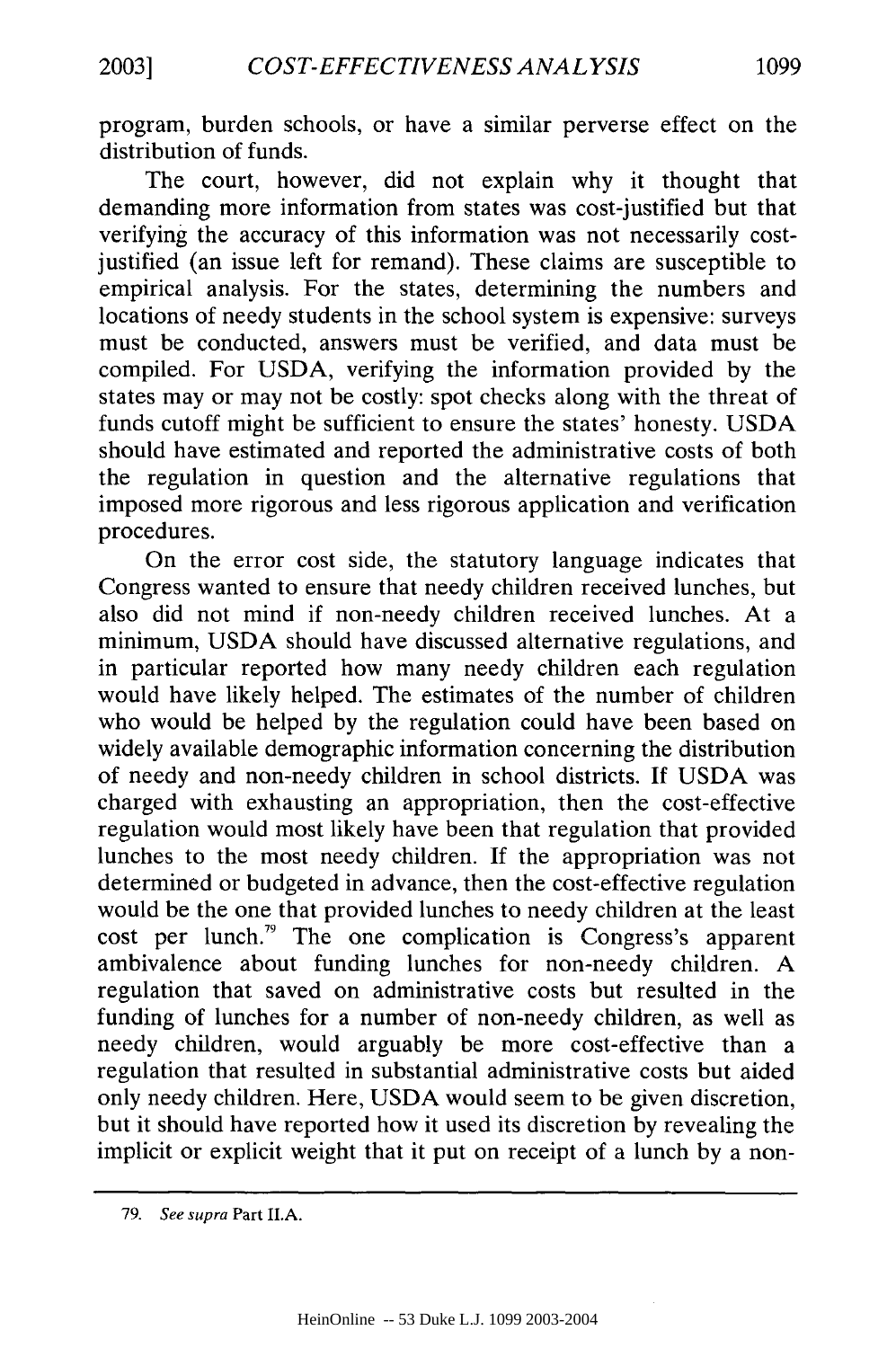program, burden schools, or have a similar perverse effect on the distribution of funds.

The court, however, did not explain why it thought that demanding more information from states was cost-justified but that verifying the accuracy of this information was not necessarily cost-justified (an issue left for remand). These claims are susceptible to empirical analysis. For the states, determining the numbers and locations of needy students in the school system is expensive: surveys must be conducted, answers must be verified, and data must be compiled. For USDA, verifying the information provided by the states may or may not be costly: spot checks along with the threat of funds cutoff might be sufficient to ensure the states' honesty. USDA should have estimated and reported the administrative costs of both the regulation in question and the alternative regulations that imposed more rigorous and less rigorous application and verification procedures.

On the error cost side, the statutory language indicates that Congress wanted to ensure that needy children received lunches, but also did not mind if non-needy children received lunches. At a minimum, USDA should have discussed alternative regulations, and in particular reported how many needy children each regulation would have likely helped. The estimates of the number of children who would be helped by the regulation could have been based on widely available demographic information concerning the distribution of needy and non-needy children in school districts. If USDA was charged with exhausting an appropriation, then the cost-effective regulation would most likely have been that regulation that provided lunches to the most needy children. If the appropriation was not determined or budgeted in advance, then the cost-effective regulation would be the one that provided lunches to needy children at the least cost per lunch.[79] The one complication is Congress's apparent ambivalence about funding lunches for non-needy children. A regulation that saved on administrative costs but resulted in the funding of lunches for a number of non-needy children, as well as needy children, would arguably be more cost-effective than a regulation that resulted in substantial administrative costs but aided only needy children. Here, USDA would seem to be given discretion, but it should have reported how it used its discretion by revealing the implicit or explicit weight that it put on receipt of a lunch by a non-

---

79. *See supra* Part II.A.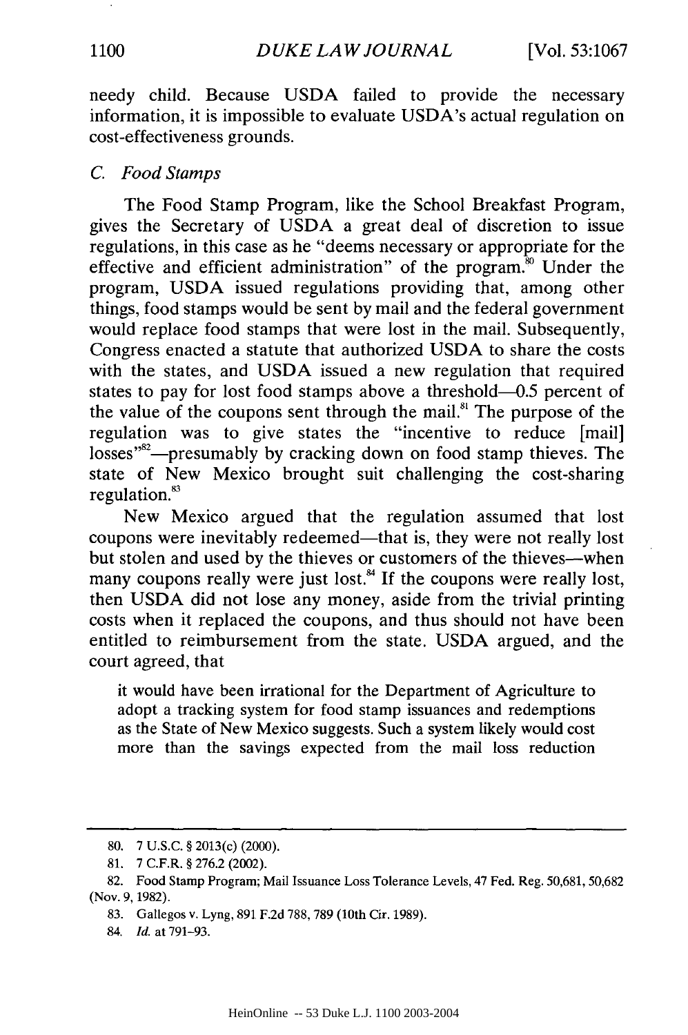needy child. Because USDA failed to provide the necessary information, it is impossible to evaluate USDA's actual regulation on cost-effectiveness grounds.

### *C. Food Stamps*

The Food Stamp Program, like the School Breakfast Program, gives the Secretary of USDA a great deal of discretion to issue regulations, in this case as he "deems necessary or appropriate for the effective and efficient administration" of the program.[80] Under the program, USDA issued regulations providing that, among other things, food stamps would be sent by mail and the federal government would replace food stamps that were lost in the mail. Subsequently, Congress enacted a statute that authorized USDA to share the costs with the states, and USDA issued a new regulation that required states to pay for lost food stamps above a threshold—0.5 percent of the value of the coupons sent through the mail.[81] The purpose of the regulation was to give states the "incentive to reduce [mail] losses"[82]—presumably by cracking down on food stamp thieves. The state of New Mexico brought suit challenging the cost-sharing regulation.[83]

New Mexico argued that the regulation assumed that lost coupons were inevitably redeemed—that is, they were not really lost but stolen and used by the thieves or customers of the thieves—when many coupons really were just lost.[84] If the coupons were really lost, then USDA did not lose any money, aside from the trivial printing costs when it replaced the coupons, and thus should not have been entitled to reimbursement from the state. USDA argued, and the court agreed, that

> it would have been irrational for the Department of Agriculture to adopt a tracking system for food stamp issuances and redemptions as the State of New Mexico suggests. Such a system likely would cost more than the savings expected from the mail loss reduction

---

80. 7 U.S.C. § 2013(c) (2000).

81. 7 C.F.R. § 276.2 (2002).

82. Food Stamp Program; Mail Issuance Loss Tolerance Levels, 47 Fed. Reg. 50,681, 50,682 (Nov. 9, 1982).

83. Gallegos v. Lyng, 891 F.2d 788, 789 (10th Cir. 1989).

84. *Id.* at 791–93.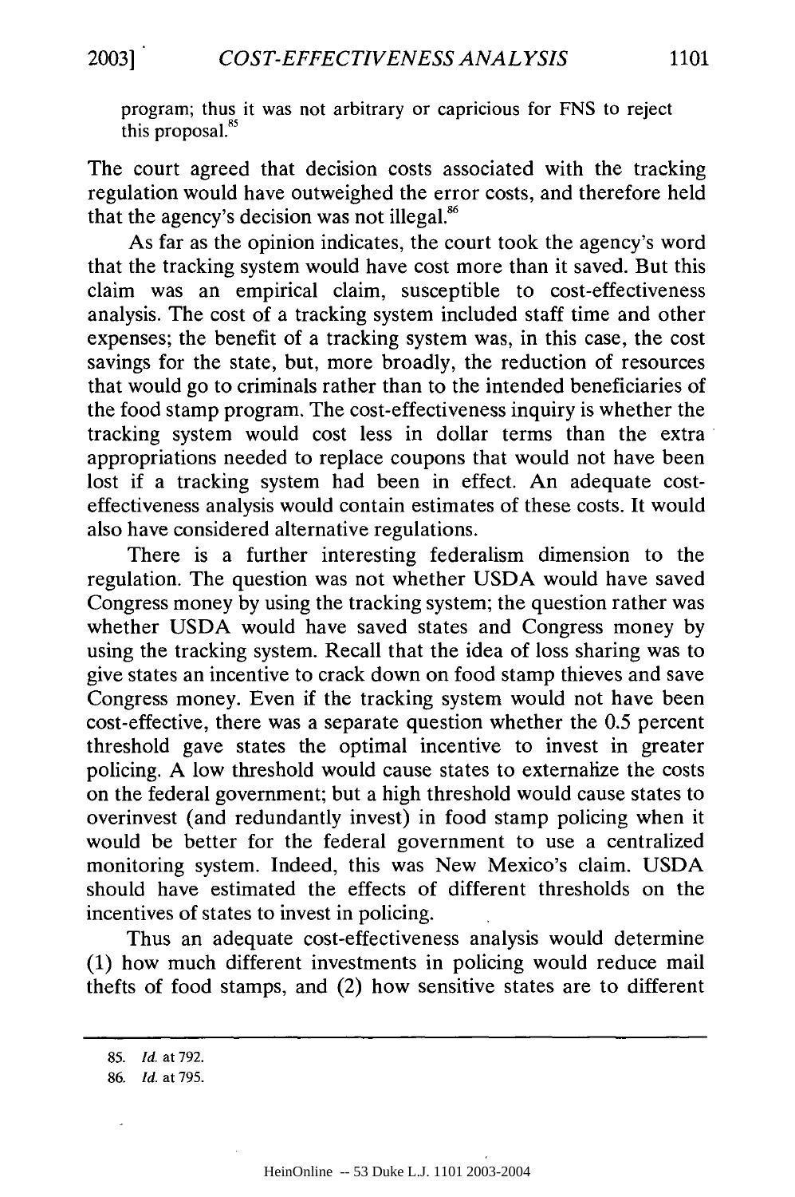program; thus it was not arbitrary or capricious for FNS to reject this proposal.[85]

The court agreed that decision costs associated with the tracking regulation would have outweighed the error costs, and therefore held that the agency's decision was not illegal.[86]

As far as the opinion indicates, the court took the agency's word that the tracking system would have cost more than it saved. But this claim was an empirical claim, susceptible to cost-effectiveness analysis. The cost of a tracking system included staff time and other expenses; the benefit of a tracking system was, in this case, the cost savings for the state, but, more broadly, the reduction of resources that would go to criminals rather than to the intended beneficiaries of the food stamp program. The cost-effectiveness inquiry is whether the tracking system would cost less in dollar terms than the extra appropriations needed to replace coupons that would not have been lost if a tracking system had been in effect. An adequate cost-effectiveness analysis would contain estimates of these costs. It would also have considered alternative regulations.

There is a further interesting federalism dimension to the regulation. The question was not whether USDA would have saved Congress money by using the tracking system; the question rather was whether USDA would have saved states and Congress money by using the tracking system. Recall that the idea of loss sharing was to give states an incentive to crack down on food stamp thieves and save Congress money. Even if the tracking system would not have been cost-effective, there was a separate question whether the 0.5 percent threshold gave states the optimal incentive to invest in greater policing. A low threshold would cause states to externalize the costs on the federal government; but a high threshold would cause states to overinvest (and redundantly invest) in food stamp policing when it would be better for the federal government to use a centralized monitoring system. Indeed, this was New Mexico's claim. USDA should have estimated the effects of different thresholds on the incentives of states to invest in policing.

Thus an adequate cost-effectiveness analysis would determine (1) how much different investments in policing would reduce mail thefts of food stamps, and (2) how sensitive states are to different

---

85. *Id.* at 792.

86. *Id.* at 795.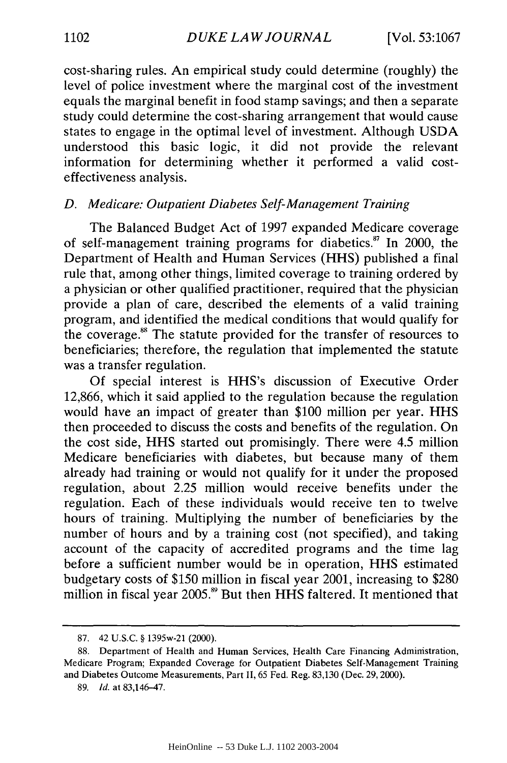cost-sharing rules. An empirical study could determine (roughly) the level of police investment where the marginal cost of the investment equals the marginal benefit in food stamp savings; and then a separate study could determine the cost-sharing arrangement that would cause states to engage in the optimal level of investment. Although USDA understood this basic logic, it did not provide the relevant information for determining whether it performed a valid cost-effectiveness analysis.

### *D. Medicare: Outpatient Diabetes Self-Management Training*

The Balanced Budget Act of 1997 expanded Medicare coverage of self-management training programs for diabetics.[87] In 2000, the Department of Health and Human Services (HHS) published a final rule that, among other things, limited coverage to training ordered by a physician or other qualified practitioner, required that the physician provide a plan of care, described the elements of a valid training program, and identified the medical conditions that would qualify for the coverage.[88] The statute provided for the transfer of resources to beneficiaries; therefore, the regulation that implemented the statute was a transfer regulation.

Of special interest is HHS's discussion of Executive Order 12,866, which it said applied to the regulation because the regulation would have an impact of greater than $100 million per year. HHS then proceeded to discuss the costs and benefits of the regulation. On the cost side, HHS started out promisingly. There were 4.5 million Medicare beneficiaries with diabetes, but because many of them already had training or would not qualify for it under the proposed regulation, about 2.25 million would receive benefits under the regulation. Each of these individuals would receive ten to twelve hours of training. Multiplying the number of beneficiaries by the number of hours and by a training cost (not specified), and taking account of the capacity of accredited programs and the time lag before a sufficient number would be in operation, HHS estimated budgetary costs of $150 million in fiscal year 2001, increasing to $280 million in fiscal year 2005.[89] But then HHS faltered. It mentioned that

---

87. 42 U.S.C. § 1395w-21 (2000).

88. Department of Health and Human Services, Health Care Financing Administration, Medicare Program; Expanded Coverage for Outpatient Diabetes Self-Management Training and Diabetes Outcome Measurements, Part II, 65 Fed. Reg. 83,130 (Dec. 29, 2000).

89. *Id.* at 83,146–47.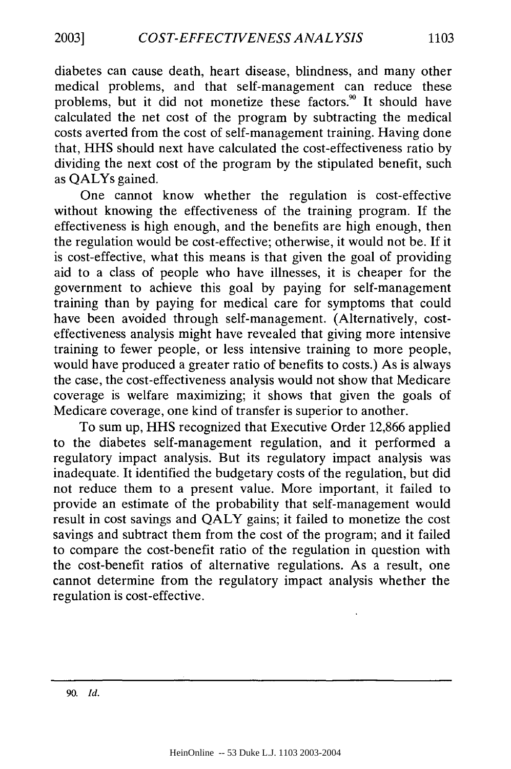diabetes can cause death, heart disease, blindness, and many other medical problems, and that self-management can reduce these problems, but it did not monetize these factors.[90] It should have calculated the net cost of the program by subtracting the medical costs averted from the cost of self-management training. Having done that, HHS should next have calculated the cost-effectiveness ratio by dividing the next cost of the program by the stipulated benefit, such as QALYs gained.

One cannot know whether the regulation is cost-effective without knowing the effectiveness of the training program. If the effectiveness is high enough, and the benefits are high enough, then the regulation would be cost-effective; otherwise, it would not be. If it is cost-effective, what this means is that given the goal of providing aid to a class of people who have illnesses, it is cheaper for the government to achieve this goal by paying for self-management training than by paying for medical care for symptoms that could have been avoided through self-management. (Alternatively, cost-effectiveness analysis might have revealed that giving more intensive training to fewer people, or less intensive training to more people, would have produced a greater ratio of benefits to costs.) As is always the case, the cost-effectiveness analysis would not show that Medicare coverage is welfare maximizing; it shows that given the goals of Medicare coverage, one kind of transfer is superior to another.

To sum up, HHS recognized that Executive Order 12,866 applied to the diabetes self-management regulation, and it performed a regulatory impact analysis. But its regulatory impact analysis was inadequate. It identified the budgetary costs of the regulation, but did not reduce them to a present value. More important, it failed to provide an estimate of the probability that self-management would result in cost savings and QALY gains; it failed to monetize the cost savings and subtract them from the cost of the program; and it failed to compare the cost-benefit ratio of the regulation in question with the cost-benefit ratios of alternative regulations. As a result, one cannot determine from the regulatory impact analysis whether the regulation is cost-effective.

90. *Id.*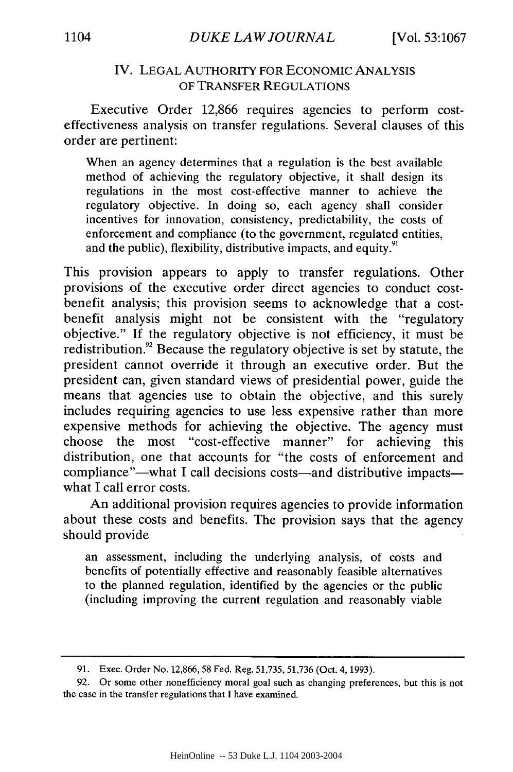## IV. LEGAL AUTHORITY FOR ECONOMIC ANALYSIS OF TRANSFER REGULATIONS

Executive Order 12,866 requires agencies to perform cost-effectiveness analysis on transfer regulations. Several clauses of this order are pertinent:

> When an agency determines that a regulation is the best available method of achieving the regulatory objective, it shall design its regulations in the most cost-effective manner to achieve the regulatory objective. In doing so, each agency shall consider incentives for innovation, consistency, predictability, the costs of enforcement and compliance (to the government, regulated entities, and the public), flexibility, distributive impacts, and equity.[91]

This provision appears to apply to transfer regulations. Other provisions of the executive order direct agencies to conduct cost-benefit analysis; this provision seems to acknowledge that a cost-benefit analysis might not be consistent with the "regulatory objective." If the regulatory objective is not efficiency, it must be redistribution.[92] Because the regulatory objective is set by statute, the president cannot override it through an executive order. But the president can, given standard views of presidential power, guide the means that agencies use to obtain the objective, and this surely includes requiring agencies to use less expensive rather than more expensive methods for achieving the objective. The agency must choose the most "cost-effective manner" for achieving this distribution, one that accounts for "the costs of enforcement and compliance"—what I call decisions costs—and distributive impacts—what I call error costs.

An additional provision requires agencies to provide information about these costs and benefits. The provision says that the agency should provide

> an assessment, including the underlying analysis, of costs and benefits of potentially effective and reasonably feasible alternatives to the planned regulation, identified by the agencies or the public (including improving the current regulation and reasonably viable

---

91. Exec. Order No. 12,866, 58 Fed. Reg. 51,735, 51,736 (Oct. 4, 1993).

92. Or some other nonefficiency moral goal such as changing preferences, but this is not the case in the transfer regulations that I have examined.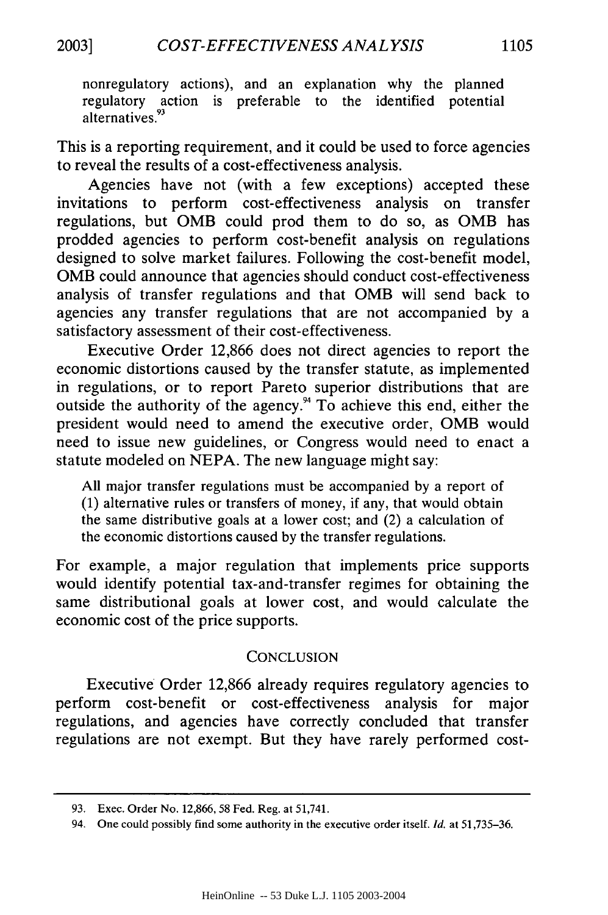> nonregulatory actions), and an explanation why the planned regulatory action is preferable to the identified potential alternatives.[93]

This is a reporting requirement, and it could be used to force agencies to reveal the results of a cost-effectiveness analysis.

Agencies have not (with a few exceptions) accepted these invitations to perform cost-effectiveness analysis on transfer regulations, but OMB could prod them to do so, as OMB has prodded agencies to perform cost-benefit analysis on regulations designed to solve market failures. Following the cost-benefit model, OMB could announce that agencies should conduct cost-effectiveness analysis of transfer regulations and that OMB will send back to agencies any transfer regulations that are not accompanied by a satisfactory assessment of their cost-effectiveness.

Executive Order 12,866 does not direct agencies to report the economic distortions caused by the transfer statute, as implemented in regulations, or to report Pareto superior distributions that are outside the authority of the agency.[94] To achieve this end, either the president would need to amend the executive order, OMB would need to issue new guidelines, or Congress would need to enact a statute modeled on NEPA. The new language might say:

> All major transfer regulations must be accompanied by a report of (1) alternative rules or transfers of money, if any, that would obtain the same distributive goals at a lower cost; and (2) a calculation of the economic distortions caused by the transfer regulations.

For example, a major regulation that implements price supports would identify potential tax-and-transfer regimes for obtaining the same distributional goals at lower cost, and would calculate the economic cost of the price supports.

## CONCLUSION

Executive Order 12,866 already requires regulatory agencies to perform cost-benefit or cost-effectiveness analysis for major regulations, and agencies have correctly concluded that transfer regulations are not exempt. But they have rarely performed cost-

---

93. Exec. Order No. 12,866, 58 Fed. Reg. at 51,741.

94. One could possibly find some authority in the executive order itself. *Id.* at 51,735–36.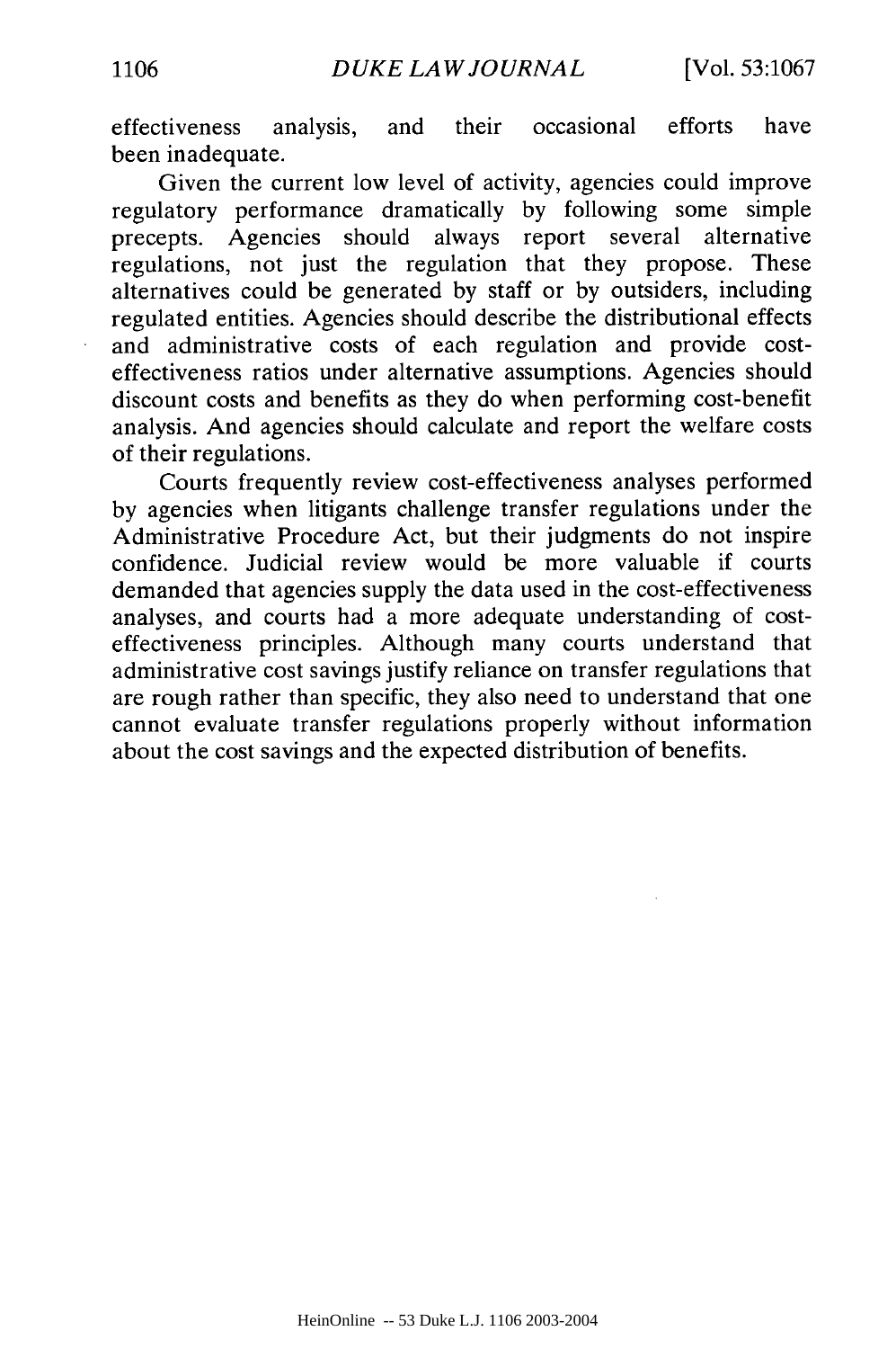effectiveness analysis, and their occasional efforts have been inadequate.

Given the current low level of activity, agencies could improve regulatory performance dramatically by following some simple precepts. Agencies should always report several alternative regulations, not just the regulation that they propose. These alternatives could be generated by staff or by outsiders, including regulated entities. Agencies should describe the distributional effects and administrative costs of each regulation and provide cost-effectiveness ratios under alternative assumptions. Agencies should discount costs and benefits as they do when performing cost-benefit analysis. And agencies should calculate and report the welfare costs of their regulations.

Courts frequently review cost-effectiveness analyses performed by agencies when litigants challenge transfer regulations under the Administrative Procedure Act, but their judgments do not inspire confidence. Judicial review would be more valuable if courts demanded that agencies supply the data used in the cost-effectiveness analyses, and courts had a more adequate understanding of cost-effectiveness principles. Although many courts understand that administrative cost savings justify reliance on transfer regulations that are rough rather than specific, they also need to understand that one cannot evaluate transfer regulations properly without information about the cost savings and the expected distribution of benefits.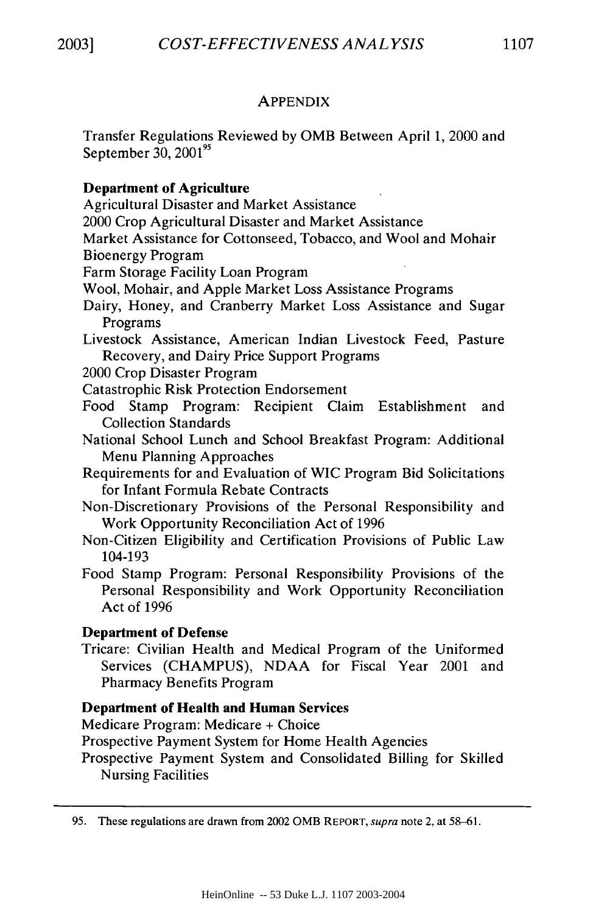## APPENDIX

Transfer Regulations Reviewed by OMB Between April 1, 2000 and September 30, 2001[95]

**Department of Agriculture**

Agricultural Disaster and Market Assistance

2000 Crop Agricultural Disaster and Market Assistance

Market Assistance for Cottonseed, Tobacco, and Wool and Mohair

Bioenergy Program

Farm Storage Facility Loan Program

Wool, Mohair, and Apple Market Loss Assistance Programs

Dairy, Honey, and Cranberry Market Loss Assistance and Sugar Programs

Livestock Assistance, American Indian Livestock Feed, Pasture Recovery, and Dairy Price Support Programs

2000 Crop Disaster Program

Catastrophic Risk Protection Endorsement

Food Stamp Program: Recipient Claim Establishment and Collection Standards

National School Lunch and School Breakfast Program: Additional Menu Planning Approaches

Requirements for and Evaluation of WIC Program Bid Solicitations for Infant Formula Rebate Contracts

Non-Discretionary Provisions of the Personal Responsibility and Work Opportunity Reconciliation Act of 1996

Non-Citizen Eligibility and Certification Provisions of Public Law 104-193

Food Stamp Program: Personal Responsibility Provisions of the Personal Responsibility and Work Opportunity Reconciliation Act of 1996

**Department of Defense**

Tricare: Civilian Health and Medical Program of the Uniformed Services (CHAMPUS), NDAA for Fiscal Year 2001 and Pharmacy Benefits Program

**Department of Health and Human Services**

Medicare Program: Medicare + Choice

Prospective Payment System for Home Health Agencies

Prospective Payment System and Consolidated Billing for Skilled Nursing Facilities

---

95. These regulations are drawn from 2002 OMB REPORT, *supra* note 2, at 58–61.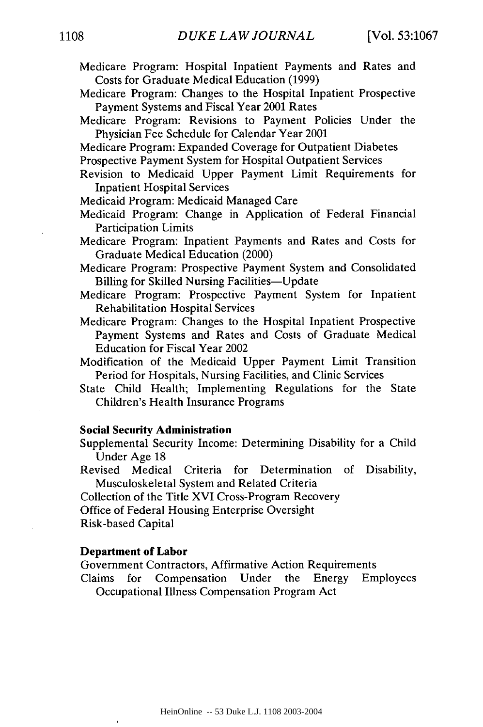Medicare Program: Hospital Inpatient Payments and Rates and Costs for Graduate Medical Education (1999)

Medicare Program: Changes to the Hospital Inpatient Prospective Payment Systems and Fiscal Year 2001 Rates

Medicare Program: Revisions to Payment Policies Under the Physician Fee Schedule for Calendar Year 2001

Medicare Program: Expanded Coverage for Outpatient Diabetes

Prospective Payment System for Hospital Outpatient Services

Revision to Medicaid Upper Payment Limit Requirements for Inpatient Hospital Services

Medicaid Program: Medicaid Managed Care

Medicaid Program: Change in Application of Federal Financial Participation Limits

Medicare Program: Inpatient Payments and Rates and Costs for Graduate Medical Education (2000)

Medicare Program: Prospective Payment System and Consolidated Billing for Skilled Nursing Facilities—Update

Medicare Program: Prospective Payment System for Inpatient Rehabilitation Hospital Services

Medicare Program: Changes to the Hospital Inpatient Prospective Payment Systems and Rates and Costs of Graduate Medical Education for Fiscal Year 2002

Modification of the Medicaid Upper Payment Limit Transition Period for Hospitals, Nursing Facilities, and Clinic Services

State Child Health; Implementing Regulations for the State Children's Health Insurance Programs

**Social Security Administration**

Supplemental Security Income: Determining Disability for a Child Under Age 18

Revised Medical Criteria for Determination of Disability, Musculoskeletal System and Related Criteria

Collection of the Title XVI Cross-Program Recovery

Office of Federal Housing Enterprise Oversight

Risk-based Capital

**Department of Labor**

Government Contractors, Affirmative Action Requirements

Claims for Compensation Under the Energy Employees Occupational Illness Compensation Program Act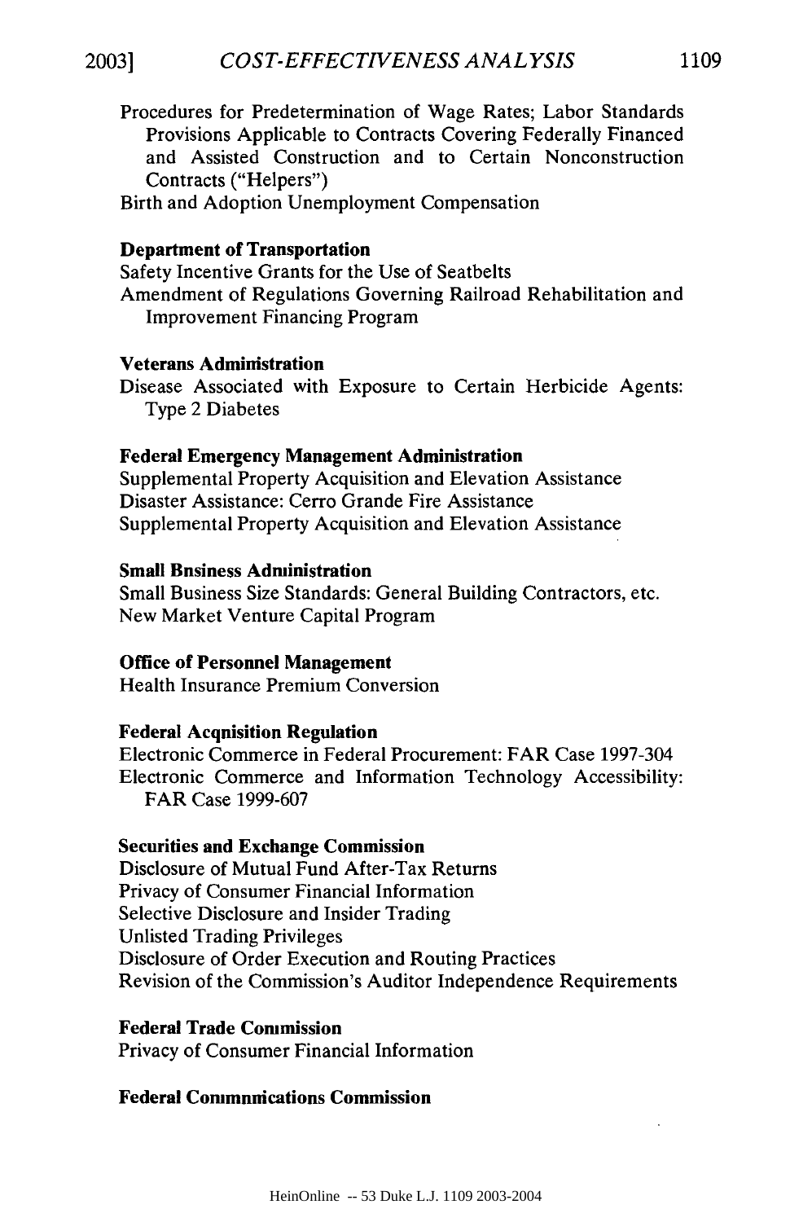Procedures for Predetermination of Wage Rates; Labor Standards Provisions Applicable to Contracts Covering Federally Financed and Assisted Construction and to Certain Nonconstruction Contracts ("Helpers")

Birth and Adoption Unemployment Compensation

**Department of Transportation**

Safety Incentive Grants for the Use of Seatbelts

Amendment of Regulations Governing Railroad Rehabilitation and Improvement Financing Program

**Veterans Administration**

Disease Associated with Exposure to Certain Herbicide Agents: Type 2 Diabetes

**Federal Emergency Management Administration**

Supplemental Property Acquisition and Elevation Assistance

Disaster Assistance: Cerro Grande Fire Assistance

Supplemental Property Acquisition and Elevation Assistance

**Small Bnsiness Adniinistration**

Small Business Size Standards: General Building Contractors, etc.

New Market Venture Capital Program

**Office of Personnel Management**

Health Insurance Premium Conversion

**Federal Acqnisition Regulation**

Electronic Commerce in Federal Procurement: FAR Case 1997-304

Electronic Commerce and Information Technology Accessibility: FAR Case 1999-607

**Securities and Exchange Commission**

Disclosure of Mutual Fund After-Tax Returns

Privacy of Consumer Financial Information

Selective Disclosure and Insider Trading

Unlisted Trading Privileges

Disclosure of Order Execution and Routing Practices

Revision of the Commission's Auditor Independence Requirements

**Federal Trade Conimission**

Privacy of Consumer Financial Information

**Federal Conimnnications Commission**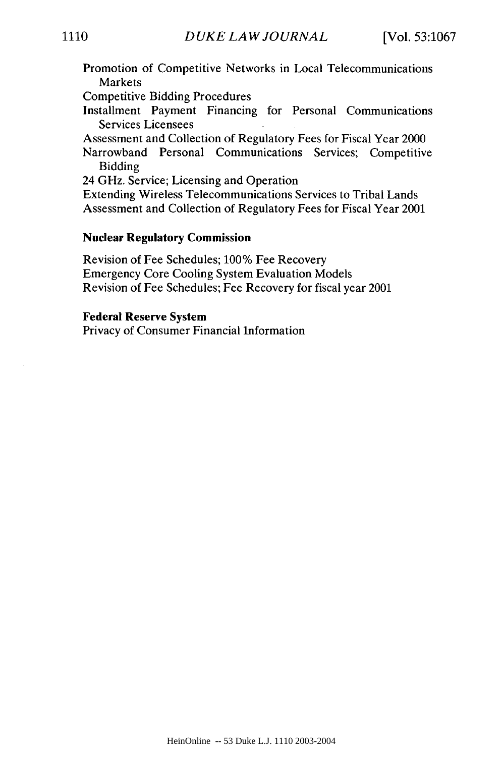Promotion of Competitive Networks in Local Telecommunications Markets

Competitive Bidding Procedures

Installment Payment Financing for Personal Communications Services Licensees

Assessment and Collection of Regulatory Fees for Fiscal Year 2000

Narrowband Personal Communications Services; Competitive Bidding

24 GHz. Service; Licensing and Operation

Extending Wireless Telecommunications Services to Tribal Lands

Assessment and Collection of Regulatory Fees for Fiscal Year 2001

**Nuclear Regulatory Commission**

Revision of Fee Schedules; 100% Fee Recovery

Emergency Core Cooling System Evaluation Models

Revision of Fee Schedules; Fee Recovery for fiscal year 2001

**Federal Reserve System**

Privacy of Consumer Financial Information